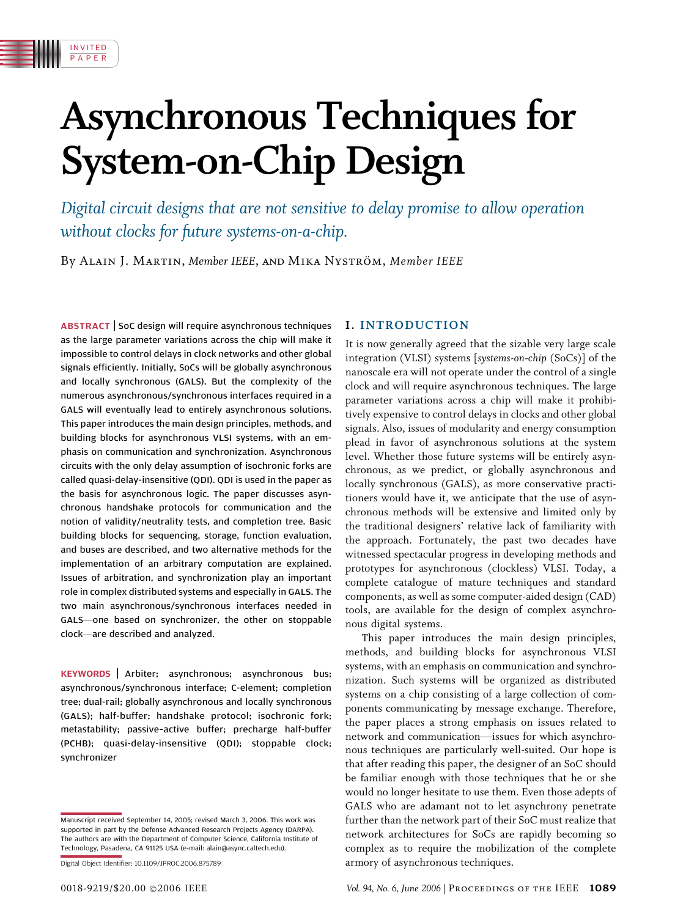INVITED PAPER

# Asynchronous Techniques for System-on-Chip Design

*Digital circuit designs that are not sensitive to delay promise to allow operation without clocks for future systems-on-a-chip.*

By Alain J. Martin, *Member IEEE*, and Mika Nyström, *Member IEEE*

**ABSTRACT** | SoC design will require asynchronous techniques as the large parameter variations across the chip will make it impossible to control delays in clock networks and other global signals efficiently. Initially, SoCs will be globally asynchronous and locally synchronous (GALS). But the complexity of the numerous asynchronous/synchronous interfaces required in a GALS will eventually lead to entirely asynchronous solutions. This paper introduces the main design principles, methods, and building blocks for asynchronous VLSI systems, with an emphasis on communication and synchronization. Asynchronous circuits with the only delay assumption of isochronic forks are called quasi-delay-insensitive (QDI). QDI is used in the paper as the basis for asynchronous logic. The paper discusses asynchronous handshake protocols for communication and the notion of validity/neutrality tests, and completion tree. Basic building blocks for sequencing, storage, function evaluation, and buses are described, and two alternative methods for the implementation of an arbitrary computation are explained. Issues of arbitration, and synchronization play an important role in complex distributed systems and especially in GALS. The two main asynchronous/synchronous interfaces needed in GALS—one based on synchronizer, the other on stoppable clock—are described and analyzed.

**KEYWORDS** | Arbiter; asynchronous; asynchronous bus; asynchronous/synchronous interface; C-element; completion tree; dual-rail; globally asynchronous and locally synchronous (GALS); half-buffer; handshake protocol; isochronic fork; metastability; passive–active buffer; precharge half-buffer (PCHB); quasi-delay-insensitive (QDI); stoppable clock; synchronizer

Manuscript received September 14, 2005; revised March 3, 2006. This work was supported in part by the Defense Advanced Research Projects Agency (DARPA). The authors are with the Department of Computer Science, California Institute of Technology, Pasadena, CA 91125 USA (e-mail: alain@async.caltech.edu).

Digital Object Identifier: 10.1109/JPROC.2006.875789

## I. INTRODUCTION

It is now generally agreed that the sizable very large scale integration (VLSI) systems [*systems-on-chip* (SoCs)] of the nanoscale era will not operate under the control of a single clock and will require asynchronous techniques. The large parameter variations across a chip will make it prohibitively expensive to control delays in clocks and other global signals. Also, issues of modularity and energy consumption plead in favor of asynchronous solutions at the system level. Whether those future systems will be entirely asynchronous, as we predict, or globally asynchronous and locally synchronous (GALS), as more conservative practitioners would have it, we anticipate that the use of asynchronous methods will be extensive and limited only by the traditional designers' relative lack of familiarity with the approach. Fortunately, the past two decades have witnessed spectacular progress in developing methods and prototypes for asynchronous (clockless) VLSI. Today, a complete catalogue of mature techniques and standard components, as well as some computer-aided design (CAD) tools, are available for the design of complex asynchronous digital systems.

This paper introduces the main design principles, methods, and building blocks for asynchronous VLSI systems, with an emphasis on communication and synchronization. Such systems will be organized as distributed systems on a chip consisting of a large collection of components communicating by message exchange. Therefore, the paper places a strong emphasis on issues related to network and communication—issues for which asynchronous techniques are particularly well-suited. Our hope is that after reading this paper, the designer of an SoC should be familiar enough with those techniques that he or she would no longer hesitate to use them. Even those adepts of GALS who are adamant not to let asynchrony penetrate further than the network part of their SoC must realize that network architectures for SoCs are rapidly becoming so complex as to require the mobilization of the complete armory of asynchronous techniques.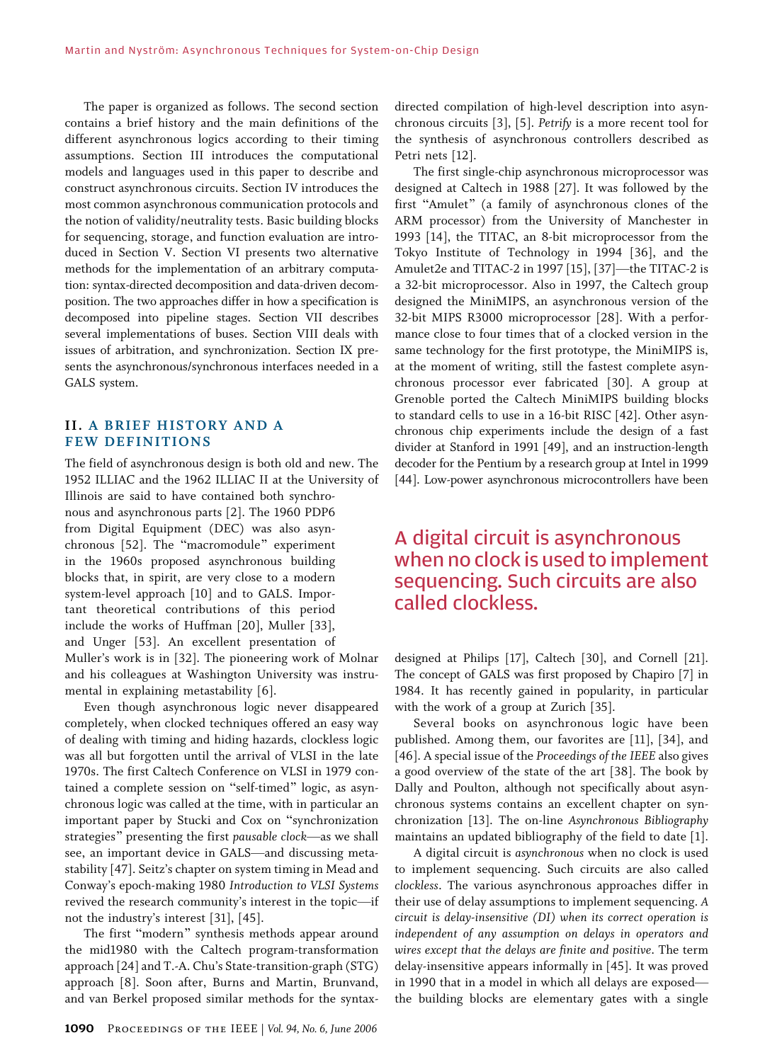The paper is organized as follows. The second section contains a brief history and the main definitions of the different asynchronous logics according to their timing assumptions. Section III introduces the computational models and languages used in this paper to describe and construct asynchronous circuits. Section IV introduces the most common asynchronous communication protocols and the notion of validity/neutrality tests. Basic building blocks for sequencing, storage, and function evaluation are introduced in Section V. Section VI presents two alternative methods for the implementation of an arbitrary computation: syntax-directed decomposition and data-driven decomposition. The two approaches differ in how a specification is decomposed into pipeline stages. Section VII describes several implementations of buses. Section VIII deals with issues of arbitration, and synchronization. Section IX presents the asynchronous/synchronous interfaces needed in a GALS system.

## II. A BRIEF HISTORY AND A FEW DEFINITIONS

The field of asynchronous design is both old and new. The 1952 ILLIAC and the 1962 ILLIAC II at the University of Illinois are said to have contained both synchronous and asynchronous parts [2]. The 1960 PDP6 from Digital Equipment (DEC) was also asynchronous [52]. The "macromodule" experiment in the 1960s proposed asynchronous building blocks that, in spirit, are very close to a modern system-level approach [10] and to GALS. Important theoretical contributions of this period include the works of Huffman [20], Muller [33], and Unger [53]. An excellent presentation of Muller's work is in [32]. The pioneering work of Molnar and his colleagues at Washington University was instrumental in explaining metastability [6].

Even though asynchronous logic never disappeared completely, when clocked techniques offered an easy way of dealing with timing and hiding hazards, clockless logic was all but forgotten until the arrival of VLSI in the late 1970s. The first Caltech Conference on VLSI in 1979 contained a complete session on "self-timed" logic, as asynchronous logic was called at the time, with in particular an important paper by Stucki and Cox on "synchronization strategies" presenting the first *pausable clock*—as we shall see, an important device in GALS—and discussing metastability [47]. Seitz's chapter on system timing in Mead and Conway's epoch-making 1980 *Introduction to VLSI Systems* revived the research community's interest in the topic—if not the industry's interest [31], [45].

The first "modern" synthesis methods appear around the mid1980 with the Caltech program-transformation approach [24] and T.-A. Chu's State-transition-graph (STG) approach [8]. Soon after, Burns and Martin, Brunvand, and van Berkel proposed similar methods for the syntax-directed compilation of high-level description into asynchronous circuits [3], [5]. *Petrify* is a more recent tool for the synthesis of asynchronous controllers described as Petri nets [12].

The first single-chip asynchronous microprocessor was designed at Caltech in 1988 [27]. It was followed by the first "Amulet" (a family of asynchronous clones of the ARM processor) from the University of Manchester in 1993 [14], the TITAC, an 8-bit microprocessor from the Tokyo Institute of Technology in 1994 [36], and the Amulet2e and TITAC-2 in 1997 [15], [37]—the TITAC-2 is a 32-bit microprocessor. Also in 1997, the Caltech group designed the MiniMIPS, an asynchronous version of the 32-bit MIPS R3000 microprocessor [28]. With a performance close to four times that of a clocked version in the same technology for the first prototype, the MiniMIPS is, at the moment of writing, still the fastest complete asynchronous processor ever fabricated [30]. A group at Grenoble ported the Caltech MiniMIPS building blocks to standard cells to use in a 16-bit RISC [42]. Other asynchronous chip experiments include the design of a fast divider at Stanford in 1991 [49], and an instruction-length decoder for the Pentium by a research group at Intel in 1999 [44]. Low-power asynchronous microcontrollers have been designed at Philips [17], Caltech [30], and Cornell [21]. The concept of GALS was first proposed by Chapiro [7] in 1984. It has recently gained in popularity, in particular with the work of a group at Zurich [35].

Several books on asynchronous logic have been published. Among them, our favorites are [11], [34], and [46]. A special issue of the *Proceedings of the IEEE* also gives a good overview of the state of the art [38]. The book by Dally and Poulton, although not specifically about asynchronous systems contains an excellent chapter on synchronization [13]. The on-line *Asynchronous Bibliography* maintains an updated bibliography of the field to date [1].

A digital circuit is *asynchronous* when no clock is used to implement sequencing. Such circuits are also called *clockless*. The various asynchronous approaches differ in their use of delay assumptions to implement sequencing. *A circuit is delay-insensitive (DI) when its correct operation is independent of any assumption on delays in operators and wires except that the delays are finite and positive*. The term delay-insensitive appears informally in [45]. It was proved in 1990 that in a model in which all delays are exposed—the building blocks are elementary gates with a single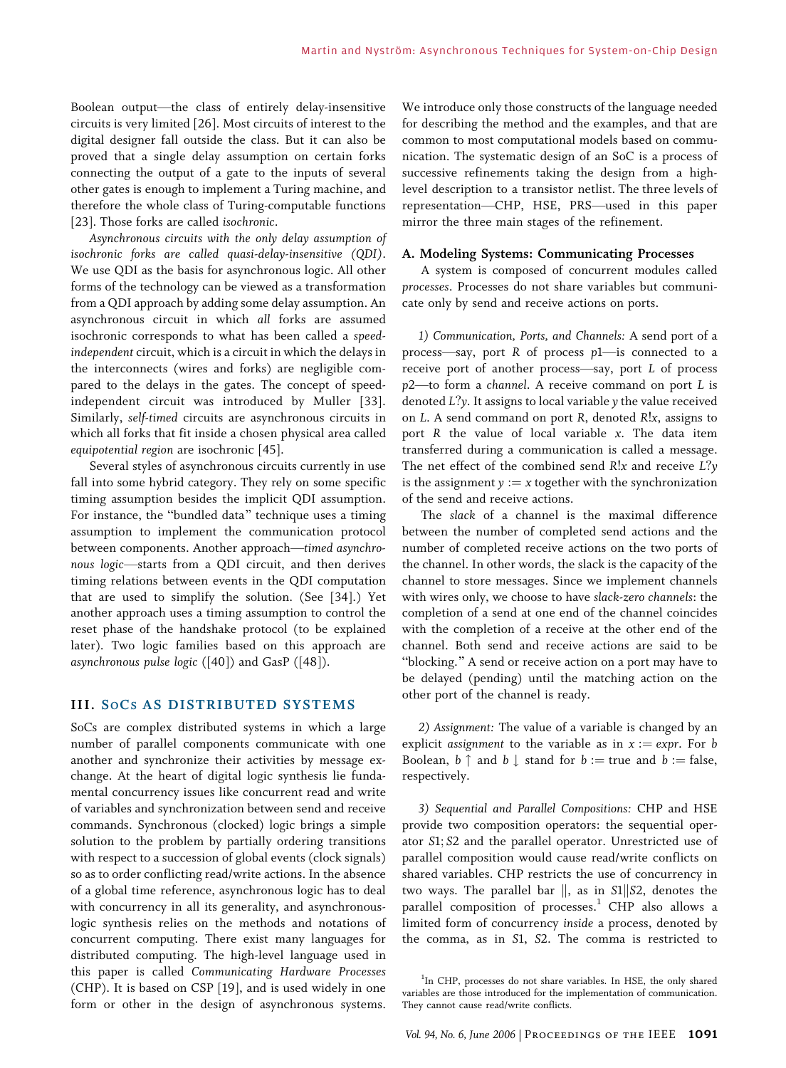Boolean output—the class of entirely delay-insensitive circuits is very limited [26]. Most circuits of interest to the digital designer fall outside the class. But it can also be proved that a single delay assumption on certain forks connecting the output of a gate to the inputs of several other gates is enough to implement a Turing machine, and therefore the whole class of Turing-computable functions [23]. Those forks are called *isochronic*.

*Asynchronous circuits with the only delay assumption of isochronic forks are called quasi-delay-insensitive (QDI).* We use QDI as the basis for asynchronous logic. All other forms of the technology can be viewed as a transformation from a QDI approach by adding some delay assumption. An asynchronous circuit in which *all* forks are assumed isochronic corresponds to what has been called a *speed-independent* circuit, which is a circuit in which the delays in the interconnects (wires and forks) are negligible compared to the delays in the gates. The concept of speed-independent circuit was introduced by Muller [33]. Similarly, *self-timed* circuits are asynchronous circuits in which all forks that fit inside a chosen physical area called *equipotential region* are isochronic [45].

Several styles of asynchronous circuits currently in use fall into some hybrid category. They rely on some specific timing assumption besides the implicit QDI assumption. For instance, the "bundled data" technique uses a timing assumption to implement the communication protocol between components. Another approach—*timed asynchronous logic*—starts from a QDI circuit, and then derives timing relations between events in the QDI computation that are used to simplify the solution. (See [34].) Yet another approach uses a timing assumption to control the reset phase of the handshake protocol (to be explained later). Two logic families based on this approach are *asynchronous pulse logic* ([40]) and GasP ([48]).

## III. SoCs AS DISTRIBUTED SYSTEMS

SoCs are complex distributed systems in which a large number of parallel components communicate with one another and synchronize their activities by message exchange. At the heart of digital logic synthesis lie fundamental concurrency issues like concurrent read and write of variables and synchronization between send and receive commands. Synchronous (clocked) logic brings a simple solution to the problem by partially ordering transitions with respect to a succession of global events (clock signals) so as to order conflicting read/write actions. In the absence of a global time reference, asynchronous logic has to deal with concurrency in all its generality, and asynchronous-logic synthesis relies on the methods and notations of concurrent computing. There exist many languages for distributed computing. The high-level language used in this paper is called *Communicating Hardware Processes* (CHP). It is based on CSP [19], and is used widely in one form or other in the design of asynchronous systems. We introduce only those constructs of the language needed for describing the method and the examples, and that are common to most computational models based on communication. The systematic design of an SoC is a process of successive refinements taking the design from a high-level description to a transistor netlist. The three levels of representation—CHP, HSE, PRS—used in this paper mirror the three main stages of the refinement.

### A. Modeling Systems: Communicating Processes

A system is composed of concurrent modules called *processes*. Processes do not share variables but communicate only by send and receive actions on ports.

*1) Communication, Ports, and Channels:* A send port of a process—say, port $R$ of process $p1$—is connected to a receive port of another process—say, port $L$ of process $p2$—to form a *channel*. A receive command on port $L$ is denoted $L?y$. It assigns to local variable $y$ the value received on $L$. A send command on port $R$, denoted $R!x$, assigns to port $R$ the value of local variable $x$. The data item transferred during a communication is called a message. The net effect of the combined send $R!x$ and receive $L?y$ is the assignment $y := x$ together with the synchronization of the send and receive actions.

The *slack* of a channel is the maximal difference between the number of completed send actions and the number of completed receive actions on the two ports of the channel. In other words, the slack is the capacity of the channel to store messages. Since we implement channels with wires only, we choose to have *slack-zero channels*: the completion of a send at one end of the channel coincides with the completion of a receive at the other end of the channel. Both send and receive actions are said to be "blocking." A send or receive action on a port may have to be delayed (pending) until the matching action on the other port of the channel is ready.

*2) Assignment:* The value of a variable is changed by an explicit *assignment* to the variable as in $x := expr$. For $b$ Boolean, $b\uparrow$ and $b\downarrow$ stand for $b :=$ true and $b :=$ false, respectively.

*3) Sequential and Parallel Compositions:* CHP and HSE provide two composition operators: the sequential operator $S1; S2$ and the parallel operator. Unrestricted use of parallel composition would cause read/write conflicts on shared variables. CHP restricts the use of concurrency in two ways. The parallel bar $\|$, as in $S1\|S2$, denotes the parallel composition of processes.[1] CHP also allows a limited form of concurrency *inside* a process, denoted by the comma, as in $S1, S2$. The comma is restricted to

[1] In CHP, processes do not share variables. In HSE, the only shared variables are those introduced for the implementation of communication. They cannot cause read/write conflicts.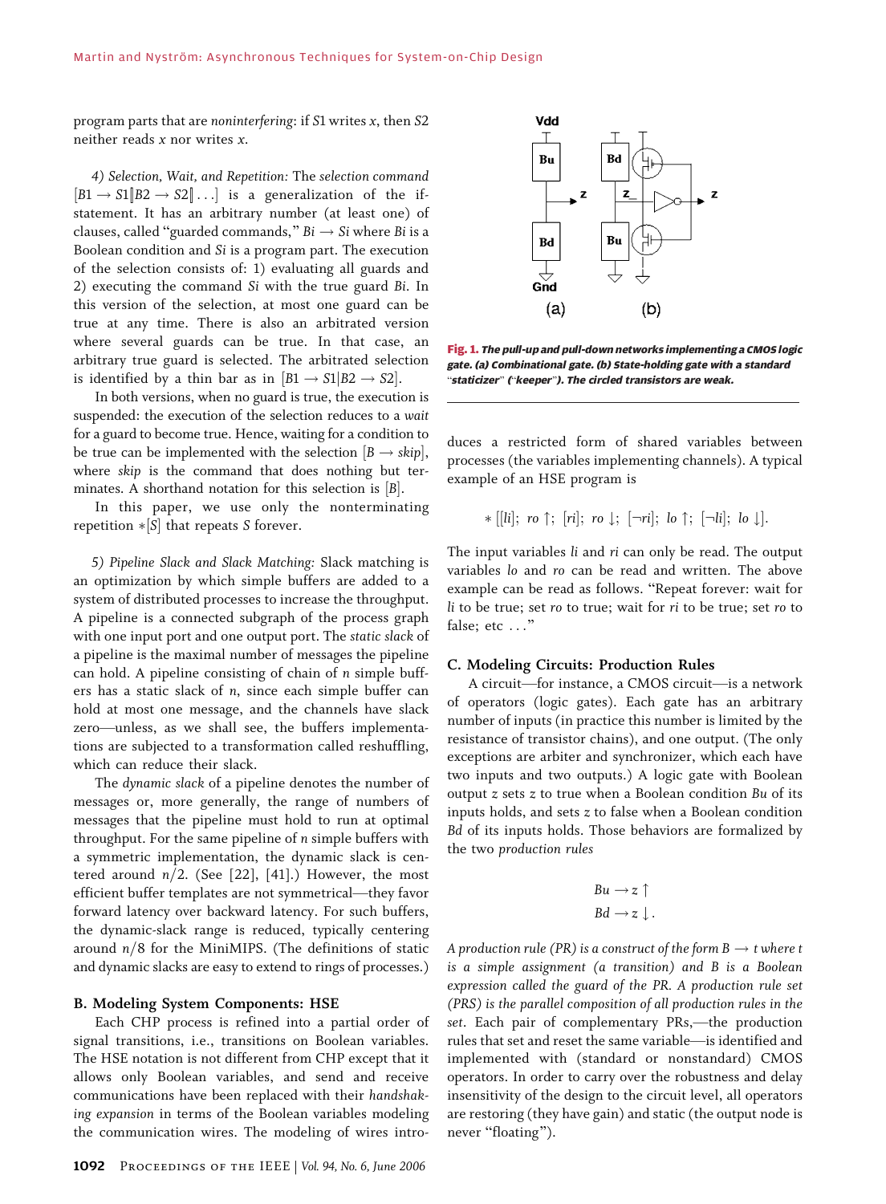program parts that are *noninterfering*: if $S1$ writes $x$, then $S2$ neither reads $x$ nor writes $x$.

*4) Selection, Wait, and Repetition:* The *selection command* $[B1 \rightarrow S1 [\!] B2 \rightarrow S2 [\!] \ldots]$ is a generalization of the if-statement. It has an arbitrary number (at least one) of clauses, called "guarded commands," $Bi \rightarrow Si$ where $Bi$ is a Boolean condition and $Si$ is a program part. The execution of the selection consists of: 1) evaluating all guards and 2) executing the command $Si$ with the true guard $Bi$. In this version of the selection, at most one guard can be true at any time. There is also an arbitrated version where several guards can be true. In that case, an arbitrary true guard is selected. The arbitrated selection is identified by a thin bar as in $[B1 \rightarrow S1 | B2 \rightarrow S2]$.

In both versions, when no guard is true, the execution is suspended: the execution of the selection reduces to a *wait* for a guard to become true. Hence, waiting for a condition to be true can be implemented with the selection $[B \rightarrow skip]$, where *skip* is the command that does nothing but terminates. A shorthand notation for this selection is $[B]$.

In this paper, we use only the nonterminating repetition $*[S]$ that repeats $S$ forever.

*5) Pipeline Slack and Slack Matching:* Slack matching is an optimization by which simple buffers are added to a system of distributed processes to increase the throughput. A pipeline is a connected subgraph of the process graph with one input port and one output port. The *static slack* of a pipeline is the maximal number of messages the pipeline can hold. A pipeline consisting of chain of $n$ simple buffers has a static slack of $n$, since each simple buffer can hold at most one message, and the channels have slack zero—unless, as we shall see, the buffers implementations are subjected to a transformation called reshuffling, which can reduce their slack.

The *dynamic slack* of a pipeline denotes the number of messages or, more generally, the range of numbers of messages that the pipeline must hold to run at optimal throughput. For the same pipeline of $n$ simple buffers with a symmetric implementation, the dynamic slack is centered around $n/2$. (See [22], [41].) However, the most efficient buffer templates are not symmetrical—they favor forward latency over backward latency. For such buffers, the dynamic-slack range is reduced, typically centering around $n/8$ for the MiniMIPS. (The definitions of static and dynamic slacks are easy to extend to rings of processes.)

### B. Modeling System Components: HSE

Each CHP process is refined into a partial order of signal transitions, i.e., transitions on Boolean variables. The HSE notation is not different from CHP except that it allows only Boolean variables, and send and receive communications have been replaced with their *handshaking expansion* in terms of the Boolean variables modeling the communication wires. The modeling of wires introduces a restricted form of shared variables between processes (the variables implementing channels). A typical example of an HSE program is

$$*[[li];\ ro\uparrow;\ [ri];\ ro\downarrow;\ [\neg ri];\ lo\uparrow;\ [\neg li];\ lo\downarrow].$$

The input variables $li$ and $ri$ can only be read. The output variables $lo$ and $ro$ can be read and written. The above example can be read as follows. "Repeat forever: wait for $li$ to be true; set $ro$ to true; wait for $ri$ to be true; set $ro$ to false; etc ..."

**Fig. 1.** *The pull-up and pull-down networks implementing a CMOS logic gate. (a) Combinational gate. (b) State-holding gate with a standard "staticizer" ("keeper"). The circled transistors are weak.*

### C. Modeling Circuits: Production Rules

A circuit—for instance, a CMOS circuit—is a network of operators (logic gates). Each gate has an arbitrary number of inputs (in practice this number is limited by the resistance of transistor chains), and one output. (The only exceptions are arbiter and synchronizer, which each have two inputs and two outputs.) A logic gate with Boolean output $z$ sets $z$ to true when a Boolean condition $Bu$ of its inputs holds, and sets $z$ to false when a Boolean condition $Bd$ of its inputs holds. Those behaviors are formalized by the two *production rules*

$$Bu \rightarrow z\uparrow$$
$$Bd \rightarrow z\downarrow.$$

*A production rule (PR) is a construct of the form $B \rightarrow t$ where $t$ is a simple assignment (a transition) and $B$ is a Boolean expression called the guard of the PR. A production rule set (PRS) is the parallel composition of all production rules in the set.* Each pair of complementary PRs,—the production rules that set and reset the same variable—is identified and implemented with (standard or nonstandard) CMOS operators. In order to carry over the robustness and delay insensitivity of the design to the circuit level, all operators are restoring (they have gain) and static (the output node is never "floating").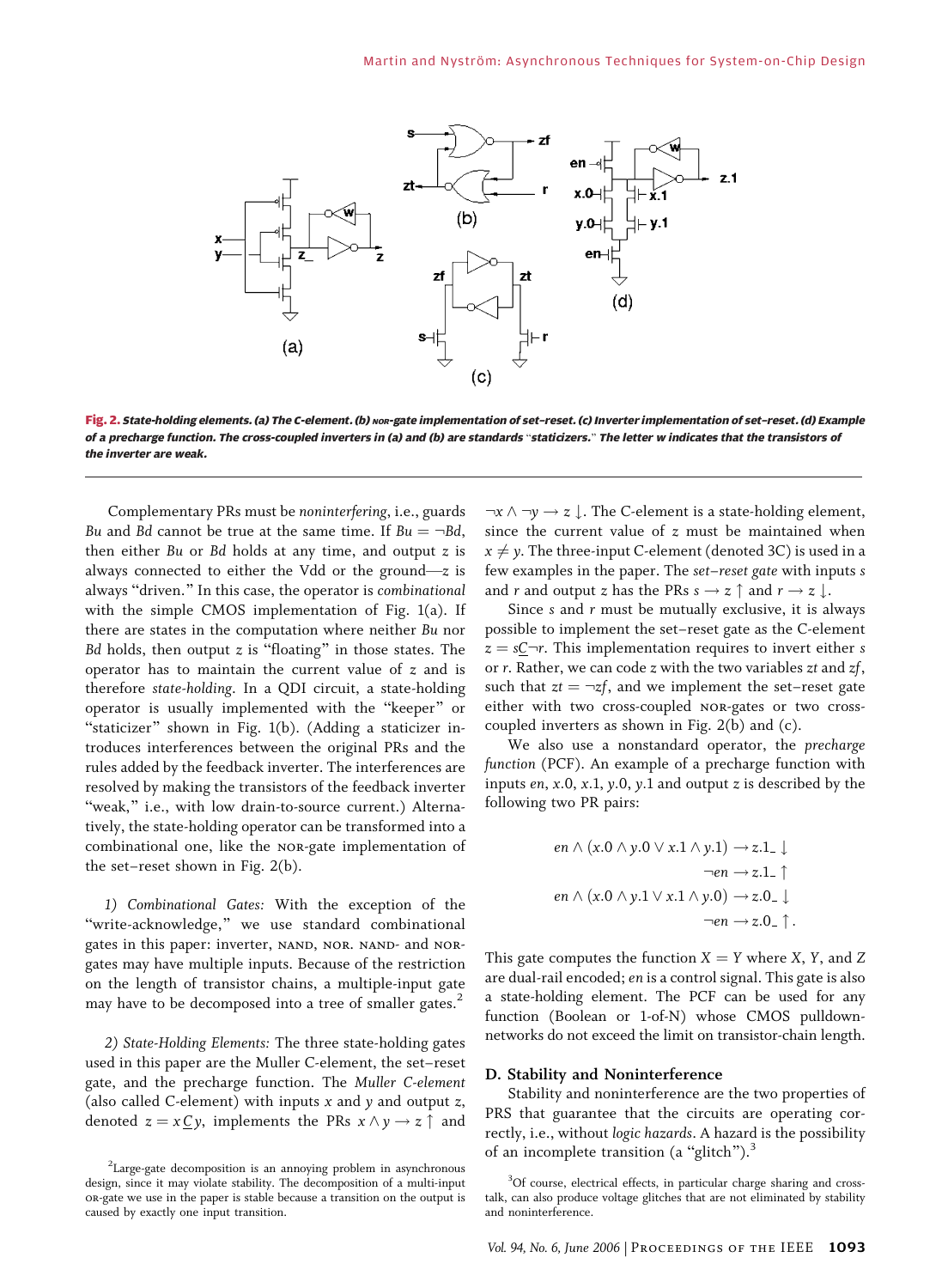Fig. 2. State-holding elements. (a) The C-element. (b) NOR-gate implementation of set–reset. (c) Inverter implementation of set–reset. (d) Example of a precharge function. The cross-coupled inverters in (a) and (b) are standards "staticizers." The letter w indicates that the transistors of the inverter are weak.

Complementary PRs must be *noninterfering*, i.e., guards $Bu$ and $Bd$ cannot be true at the same time. If $Bu = \neg Bd$, then either $Bu$ or $Bd$ holds at any time, and output $z$ is always connected to either the Vdd or the ground—$z$ is always "driven." In this case, the operator is *combinational* with the simple CMOS implementation of Fig. 1(a). If there are states in the computation where neither $Bu$ nor $Bd$ holds, then output $z$ is "floating" in those states. The operator has to maintain the current value of $z$ and is therefore *state-holding*. In a QDI circuit, a state-holding operator is usually implemented with the "keeper" or "staticizer" shown in Fig. 1(b). (Adding a staticizer introduces interferences between the original PRs and the rules added by the feedback inverter. The interferences are resolved by making the transistors of the feedback inverter "weak," i.e., with low drain-to-source current.) Alternatively, the state-holding operator can be transformed into a combinational one, like the NOR-gate implementation of the set–reset shown in Fig. 2(b).

*1) Combinational Gates:* With the exception of the "write-acknowledge," we use standard combinational gates in this paper: inverter, NAND, NOR. NAND- and NOR-gates may have multiple inputs. Because of the restriction on the length of transistor chains, a multiple-input gate may have to be decomposed into a tree of smaller gates.[2]

*2) State-Holding Elements:* The three state-holding gates used in this paper are the Muller C-element, the set–reset gate, and the precharge function. The *Muller C-element* (also called C-element) with inputs $x$ and $y$ and output $z$, denoted $z = x \underline{C} y$, implements the PRs $x \wedge y \rightarrow z \uparrow$ and $\neg x \wedge \neg y \rightarrow z \downarrow$. The C-element is a state-holding element, since the current value of $z$ must be maintained when $x \neq y$. The three-input C-element (denoted 3C) is used in a few examples in the paper. The *set–reset gate* with inputs $s$ and $r$ and output $z$ has the PRs $s \rightarrow z \uparrow$ and $r \rightarrow z \downarrow$.

Since $s$ and $r$ must be mutually exclusive, it is always possible to implement the set–reset gate as the C-element $z = s\underline{C}\neg r$. This implementation requires to invert either $s$ or $r$. Rather, we can code $z$ with the two variables $zt$ and $zf$, such that $zt = \neg zf$, and we implement the set–reset gate either with two cross-coupled NOR-gates or two cross-coupled inverters as shown in Fig. 2(b) and (c).

We also use a nonstandard operator, the *precharge function* (PCF). An example of a precharge function with inputs $en$, $x.0$, $x.1$, $y.0$, $y.1$ and output $z$ is described by the following two PR pairs:

$$
\begin{aligned}
en \wedge (x.0 \wedge y.0 \vee x.1 \wedge y.1) &\rightarrow z.1\_ \downarrow \\
\neg en &\rightarrow z.1\_ \uparrow \\
en \wedge (x.0 \wedge y.1 \vee x.1 \wedge y.0) &\rightarrow z.0\_ \downarrow \\
\neg en &\rightarrow z.0\_ \uparrow .
\end{aligned}
$$

This gate computes the function $X = Y$ where $X$, $Y$, and $Z$ are dual-rail encoded; $en$ is a control signal. This gate is also a state-holding element. The PCF can be used for any function (Boolean or 1-of-N) whose CMOS pulldown-networks do not exceed the limit on transistor-chain length.

### D. Stability and Noninterference

Stability and noninterference are the two properties of PRS that guarantee that the circuits are operating correctly, i.e., without *logic hazards*. A hazard is the possibility of an incomplete transition (a "glitch").[3]

[2] Large-gate decomposition is an annoying problem in asynchronous design, since it may violate stability. The decomposition of a multi-input OR-gate we use in the paper is stable because a transition on the output is caused by exactly one input transition.

[3] Of course, electrical effects, in particular charge sharing and cross-talk, can also produce voltage glitches that are not eliminated by stability and noninterference.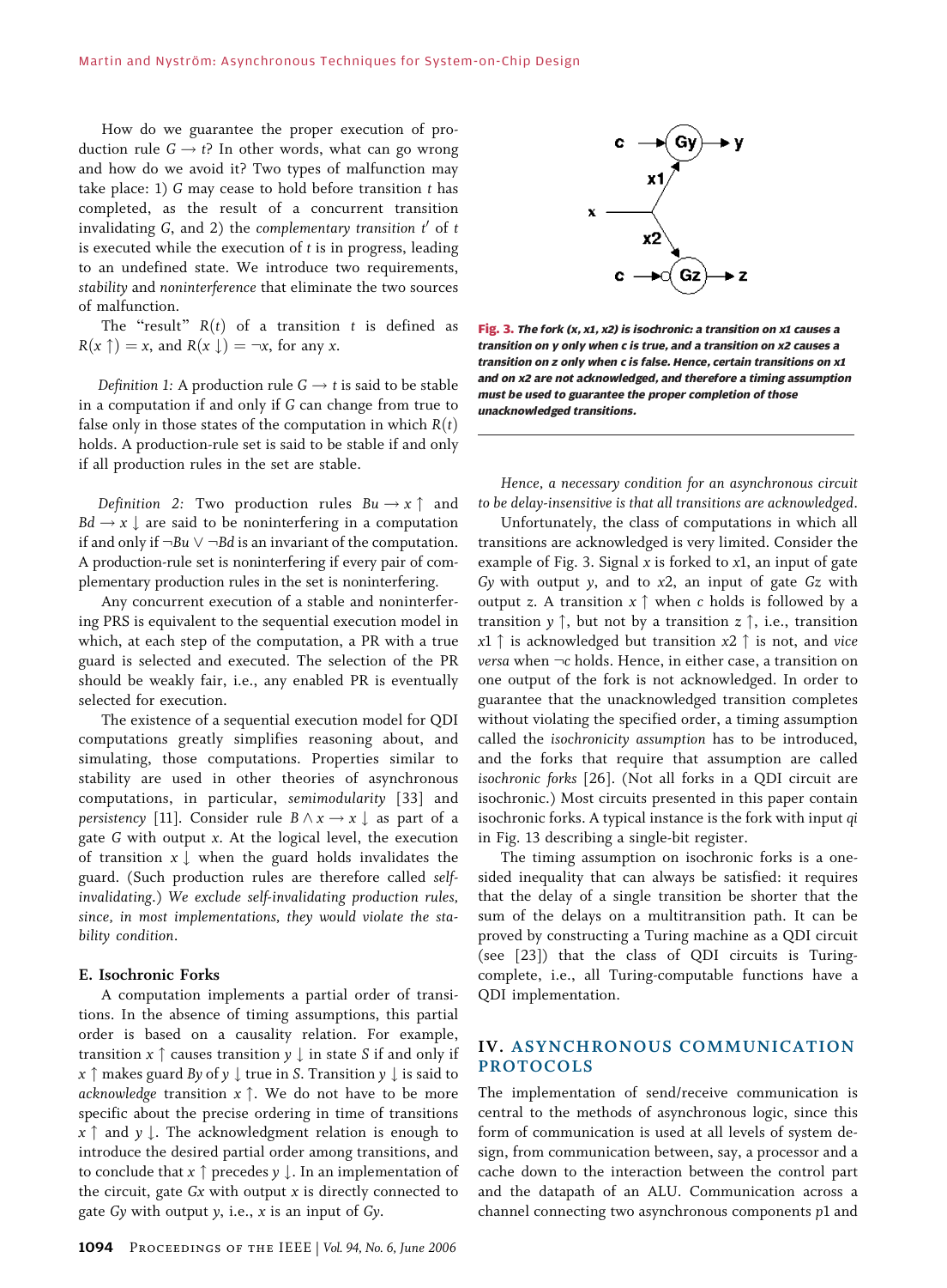How do we guarantee the proper execution of production rule $G \rightarrow t$? In other words, what can go wrong and how do we avoid it? Two types of malfunction may take place: 1) $G$ may cease to hold before transition $t$ has completed, as the result of a concurrent transition invalidating $G$, and 2) the *complementary transition* $t'$ of $t$ is executed while the execution of $t$ is in progress, leading to an undefined state. We introduce two requirements, *stability* and *noninterference* that eliminate the two sources of malfunction.

The "result" $R(t)$ of a transition $t$ is defined as $R(x\uparrow) = x$, and $R(x\downarrow) = \neg x$, for any $x$.

*Definition 1:* A production rule $G \rightarrow t$ is said to be stable in a computation if and only if $G$ can change from true to false only in those states of the computation in which $R(t)$ holds. A production-rule set is said to be stable if and only if all production rules in the set are stable.

*Definition 2:* Two production rules $Bu \rightarrow x\uparrow$ and $Bd \rightarrow x\downarrow$ are said to be noninterfering in a computation if and only if $\neg Bu \vee \neg Bd$ is an invariant of the computation. A production-rule set is noninterfering if every pair of complementary production rules in the set is noninterfering.

Any concurrent execution of a stable and noninterfering PRS is equivalent to the sequential execution model in which, at each step of the computation, a PR with a true guard is selected and executed. The selection of the PR should be weakly fair, i.e., any enabled PR is eventually selected for execution.

The existence of a sequential execution model for QDI computations greatly simplifies reasoning about, and simulating, those computations. Properties similar to stability are used in other theories of asynchronous computations, in particular, *semimodularity* [33] and *persistency* [11]. Consider rule $B \wedge x \rightarrow x\downarrow$ as part of a gate $G$ with output $x$. At the logical level, the execution of transition $x\downarrow$ when the guard holds invalidates the guard. (Such production rules are therefore called *self-invalidating*.) *We exclude self-invalidating production rules, since, in most implementations, they would violate the stability condition.*

### E. Isochronic Forks

A computation implements a partial order of transitions. In the absence of timing assumptions, this partial order is based on a causality relation. For example, transition $x\uparrow$ causes transition $y\downarrow$ in state $S$ if and only if $x\uparrow$ makes guard $By$ of $y\downarrow$ true in $S$. Transition $y\downarrow$ is said to *acknowledge* transition $x\uparrow$. We do not have to be more specific about the precise ordering in time of transitions $x\uparrow$ and $y\downarrow$. The acknowledgment relation is enough to introduce the desired partial order among transitions, and to conclude that $x\uparrow$ precedes $y\downarrow$. In an implementation of the circuit, gate $Gx$ with output $x$ is directly connected to gate $Gy$ with output $y$, i.e., $x$ is an input of $Gy$.

**Fig. 3.** *The fork (x, x1, x2) is isochronic: a transition on x1 causes a transition on y only when c is true, and a transition on x2 causes a transition on z only when c is false. Hence, certain transitions on x1 and on x2 are not acknowledged, and therefore a timing assumption must be used to guarantee the proper completion of those unacknowledged transitions.*

*Hence, a necessary condition for an asynchronous circuit to be delay-insensitive is that all transitions are acknowledged.*

Unfortunately, the class of computations in which all transitions are acknowledged is very limited. Consider the example of Fig. 3. Signal $x$ is forked to $x1$, an input of gate $Gy$ with output $y$, and to $x2$, an input of gate $Gz$ with output $z$. A transition $x\uparrow$ when $c$ holds is followed by a transition $y\uparrow$, but not by a transition $z\uparrow$, i.e., transition $x1\uparrow$ is acknowledged but transition $x2\uparrow$ is not, and *vice versa* when $\neg c$ holds. Hence, in either case, a transition on one output of the fork is not acknowledged. In order to guarantee that the unacknowledged transition completes without violating the specified order, a timing assumption called the *isochronicity assumption* has to be introduced, and the forks that require that assumption are called *isochronic forks* [26]. (Not all forks in a QDI circuit are isochronic.) Most circuits presented in this paper contain isochronic forks. A typical instance is the fork with input $qi$ in Fig. 13 describing a single-bit register.

The timing assumption on isochronic forks is a one-sided inequality that can always be satisfied: it requires that the delay of a single transition be shorter that the sum of the delays on a multitransition path. It can be proved by constructing a Turing machine as a QDI circuit (see [23]) that the class of QDI circuits is Turing-complete, i.e., all Turing-computable functions have a QDI implementation.

## IV. ASYNCHRONOUS COMMUNICATION PROTOCOLS

The implementation of send/receive communication is central to the methods of asynchronous logic, since this form of communication is used at all levels of system design, from communication between, say, a processor and a cache down to the interaction between the control part and the datapath of an ALU. Communication across a channel connecting two asynchronous components $p1$ and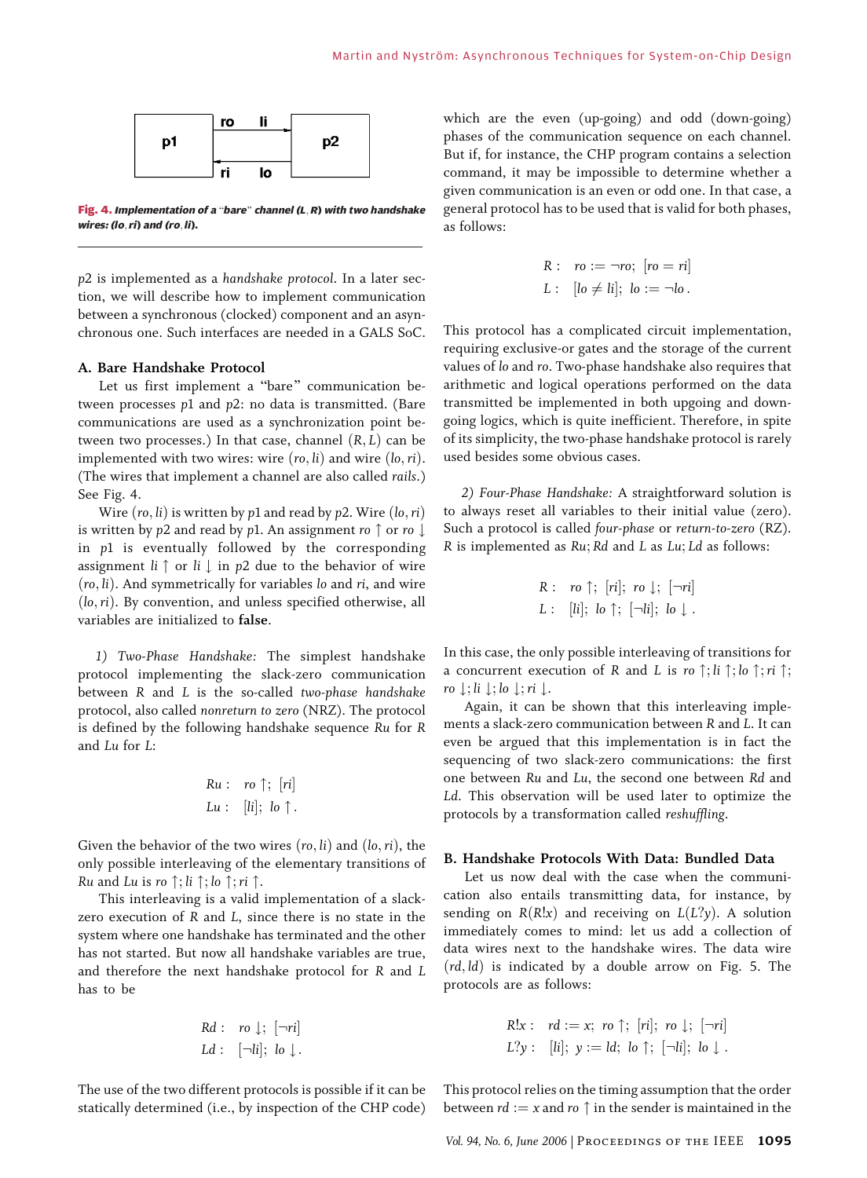Fig. 4. *Implementation of a "bare" channel (L, R) with two handshake wires: (lo, ri) and (ro, li).*

p2 is implemented as a *handshake protocol*. In a later section, we will describe how to implement communication between a synchronous (clocked) component and an asynchronous one. Such interfaces are needed in a GALS SoC.

### A. Bare Handshake Protocol

Let us first implement a "bare" communication between processes p1 and p2: no data is transmitted. (Bare communications are used as a synchronization point between two processes.) In that case, channel $(R, L)$ can be implemented with two wires: wire $(ro, li)$ and wire $(lo, ri)$. (The wires that implement a channel are also called *rails*.) See Fig. 4.

Wire $(ro, li)$ is written by p1 and read by p2. Wire $(lo, ri)$ is written by p2 and read by p1. An assignment $ro\uparrow$ or $ro\downarrow$ in p1 is eventually followed by the corresponding assignment $li\uparrow$ or $li\downarrow$ in p2 due to the behavior of wire $(ro, li)$. And symmetrically for variables $lo$ and $ri$, and wire $(lo, ri)$. By convention, and unless specified otherwise, all variables are initialized to **false**.

*1) Two-Phase Handshake:* The simplest handshake protocol implementing the slack-zero communication between $R$ and $L$ is the so-called *two-phase handshake* protocol, also called *nonreturn to zero* (NRZ). The protocol is defined by the following handshake sequence $Ru$ for $R$ and $Lu$ for $L$:

$$
\begin{aligned}
Ru &: \quad ro\uparrow;\ [ri] \\
Lu &: \quad [li];\ lo\uparrow.
\end{aligned}
$$

Given the behavior of the two wires $(ro, li)$ and $(lo, ri)$, the only possible interleaving of the elementary transitions of $Ru$ and $Lu$ is $ro\uparrow; li\uparrow; lo\uparrow; ri\uparrow$.

This interleaving is a valid implementation of a slack-zero execution of $R$ and $L$, since there is no state in the system where one handshake has terminated and the other has not started. But now all handshake variables are true, and therefore the next handshake protocol for $R$ and $L$ has to be

$$
\begin{aligned}
Rd &: \quad ro\downarrow;\ [\neg ri] \\
Ld &: \quad [\neg li];\ lo\downarrow.
\end{aligned}
$$

The use of the two different protocols is possible if it can be statically determined (i.e., by inspection of the CHP code) which are the even (up-going) and odd (down-going) phases of the communication sequence on each channel. But if, for instance, the CHP program contains a selection command, it may be impossible to determine whether a given communication is an even or odd one. In that case, a general protocol has to be used that is valid for both phases, as follows:

$$
\begin{aligned}
R &: \quad ro := \neg ro;\ [ro = ri] \\
L &: \quad [lo \neq li];\ lo := \neg lo.
\end{aligned}
$$

This protocol has a complicated circuit implementation, requiring exclusive-or gates and the storage of the current values of $lo$ and $ro$. Two-phase handshake also requires that arithmetic and logical operations performed on the data transmitted be implemented in both upgoing and downgoing logics, which is quite inefficient. Therefore, in spite of its simplicity, the two-phase handshake protocol is rarely used besides some obvious cases.

*2) Four-Phase Handshake:* A straightforward solution is to always reset all variables to their initial value (zero). Such a protocol is called *four-phase* or *return-to-zero* (RZ). $R$ is implemented as $Ru; Rd$ and $L$ as $Lu; Ld$ as follows:

$$
\begin{aligned}
R &: \quad ro\uparrow;\ [ri];\ ro\downarrow;\ [\neg ri] \\
L &: \quad [li];\ lo\uparrow;\ [\neg li];\ lo\downarrow.
\end{aligned}
$$

In this case, the only possible interleaving of transitions for a concurrent execution of $R$ and $L$ is $ro\uparrow; li\uparrow; lo\uparrow; ri\uparrow; ro\downarrow; li\downarrow; lo\downarrow; ri\downarrow$.

Again, it can be shown that this interleaving implements a slack-zero communication between $R$ and $L$. It can even be argued that this implementation is in fact the sequencing of two slack-zero communications: the first one between $Ru$ and $Lu$, the second one between $Rd$ and $Ld$. This observation will be used later to optimize the protocols by a transformation called *reshuffling*.

### B. Handshake Protocols With Data: Bundled Data

Let us now deal with the case when the communication also entails transmitting data, for instance, by sending on $R(R!x)$ and receiving on $L(L?y)$. A solution immediately comes to mind: let us add a collection of data wires next to the handshake wires. The data wire $(rd, ld)$ is indicated by a double arrow on Fig. 5. The protocols are as follows:

$$
\begin{aligned}
R!x &: \quad rd := x;\ ro\uparrow;\ [ri];\ ro\downarrow;\ [\neg ri] \\
L?y &: \quad [li];\ y := ld;\ lo\uparrow;\ [\neg li];\ lo\downarrow.
\end{aligned}
$$

This protocol relies on the timing assumption that the order between $rd := x$ and $ro\uparrow$ in the sender is maintained in the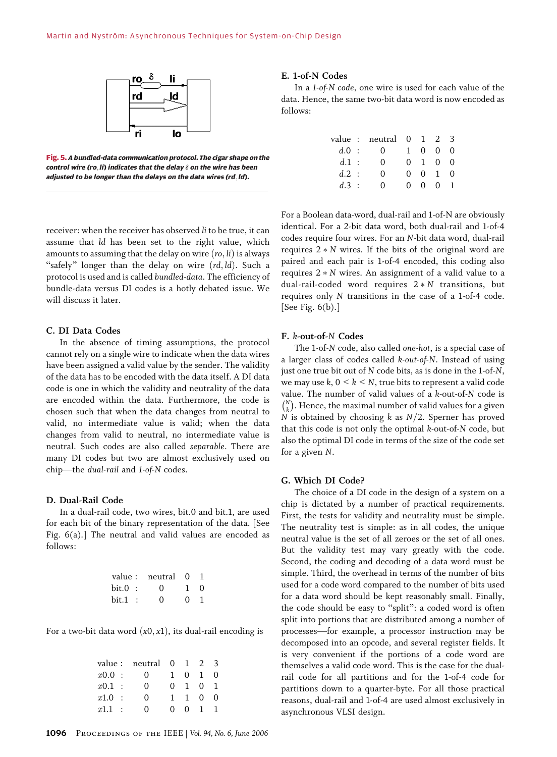Fig. 5. *A bundled-data communication protocol. The cigar shape on the control wire (ro, li) indicates that the delay δ on the wire has been adjusted to be longer than the delays on the data wires (rd, ld).*

receiver: when the receiver has observed *li* to be true, it can assume that *ld* has been set to the right value, which amounts to assuming that the delay on wire $(ro, li)$ is always "safely" longer than the delay on wire $(rd, ld)$. Such a protocol is used and is called *bundled-data*. The efficiency of bundle-data versus DI codes is a hotly debated issue. We will discuss it later.

### C. DI Data Codes

In the absence of timing assumptions, the protocol cannot rely on a single wire to indicate when the data wires have been assigned a valid value by the sender. The validity of the data has to be encoded with the data itself. A DI data code is one in which the validity and neutrality of the data are encoded within the data. Furthermore, the code is chosen such that when the data changes from neutral to valid, no intermediate value is valid; when the data changes from valid to neutral, no intermediate value is neutral. Such codes are also called *separable*. There are many DI codes but two are almost exclusively used on chip—the *dual-rail* and *1-of-N* codes.

### D. Dual-Rail Code

In a dual-rail code, two wires, bit.0 and bit.1, are used for each bit of the binary representation of the data. [See Fig. 6(a).] The neutral and valid values are encoded as follows:

| value : | neutral | 0 | 1 |
|---|---|---|---|
| bit.0 : | 0 | 1 | 0 |
| bit.1 : | 0 | 0 | 1 |

For a two-bit data word $(x0, x1)$, its dual-rail encoding is

| value : | neutral | 0 | 1 | 2 | 3 |
|---|---|---|---|---|---|
| $x0.0$ : | 0 | 1 | 0 | 1 | 0 |
| $x0.1$ : | 0 | 0 | 1 | 0 | 1 |
| $x1.0$ : | 0 | 1 | 1 | 0 | 0 |
| $x1.1$ : | 0 | 0 | 0 | 1 | 1 |

### E. 1-of-N Codes

In a *1-of-N code*, one wire is used for each value of the data. Hence, the same two-bit data word is now encoded as follows:

| value : | neutral | 0 | 1 | 2 | 3 |
|---|---|---|---|---|---|
| $d.0$ : | 0 | 1 | 0 | 0 | 0 |
| $d.1$ : | 0 | 0 | 1 | 0 | 0 |
| $d.2$ : | 0 | 0 | 0 | 1 | 0 |
| $d.3$ : | 0 | 0 | 0 | 0 | 1 |

For a Boolean data-word, dual-rail and 1-of-N are obviously identical. For a 2-bit data word, both dual-rail and 1-of-4 codes require four wires. For an $N$-bit data word, dual-rail requires $2 * N$ wires. If the bits of the original word are paired and each pair is 1-of-4 encoded, this coding also requires $2 * N$ wires. An assignment of a valid value to a dual-rail-coded word requires $2 * N$ transitions, but requires only $N$ transitions in the case of a 1-of-4 code. [See Fig. 6(b).]

### F. *k*-out-of-*N* Codes

The 1-of-N code, also called *one-hot*, is a special case of a larger class of codes called *k-out-of-N*. Instead of using just one true bit out of $N$ code bits, as is done in the 1-of-N, we may use $k$, $0 < k < N$, true bits to represent a valid code value. The number of valid values of a $k$-out-of-$N$ code is $\binom{N}{k}$. Hence, the maximal number of valid values for a given $N$ is obtained by choosing $k$ as $N/2$. Sperner has proved that this code is not only the optimal $k$-out-of-$N$ code, but also the optimal DI code in terms of the size of the code set for a given $N$.

### G. Which DI Code?

The choice of a DI code in the design of a system on a chip is dictated by a number of practical requirements. First, the tests for validity and neutrality must be simple. The neutrality test is simple: as in all codes, the unique neutral value is the set of all zeroes or the set of all ones. But the validity test may vary greatly with the code. Second, the coding and decoding of a data word must be simple. Third, the overhead in terms of the number of bits used for a code word compared to the number of bits used for a data word should be kept reasonably small. Finally, the code should be easy to "split": a coded word is often split into portions that are distributed among a number of processes—for example, a processor instruction may be decomposed into an opcode, and several register fields. It is very convenient if the portions of a code word are themselves a valid code word. This is the case for the dual-rail code for all partitions and for the 1-of-4 code for partitions down to a quarter-byte. For all those practical reasons, dual-rail and 1-of-4 are used almost exclusively in asynchronous VLSI design.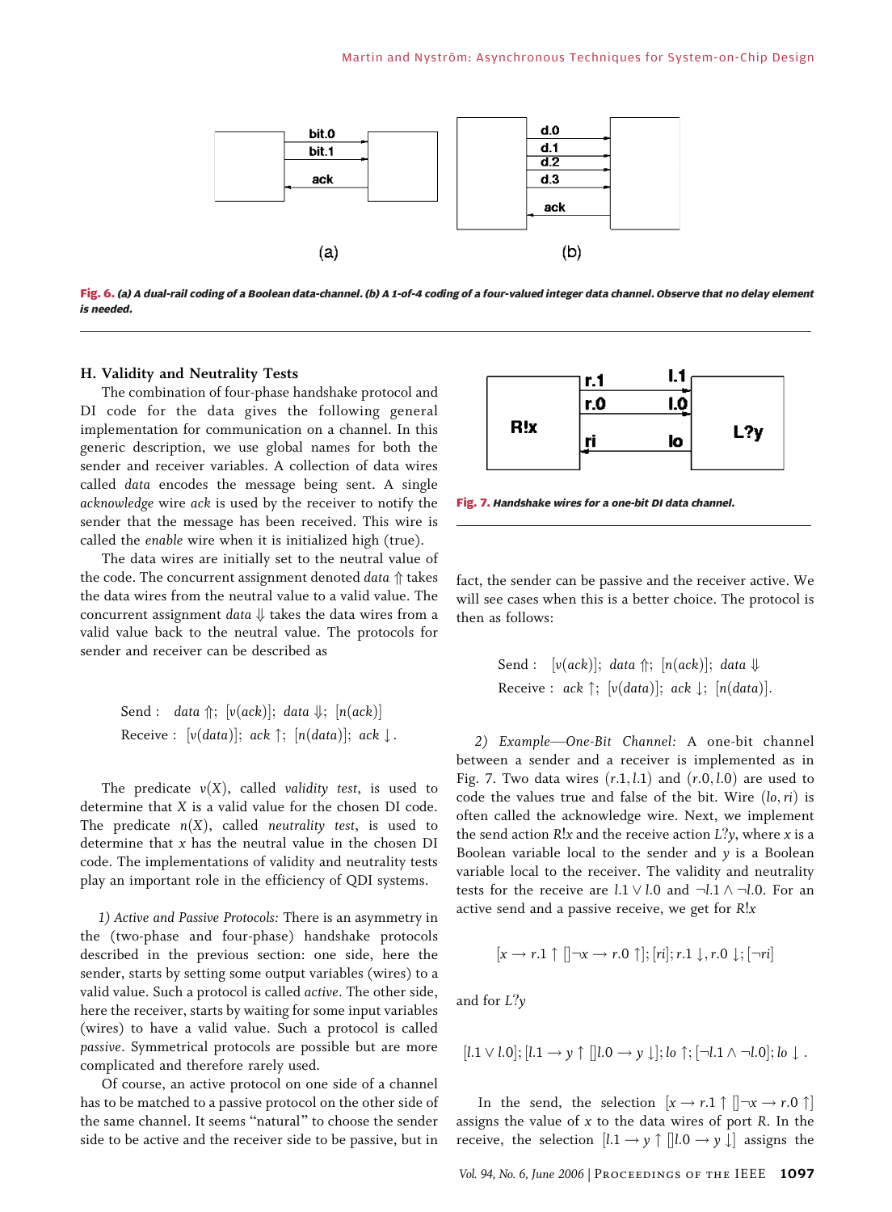Fig. 6. *(a) A dual-rail coding of a Boolean data-channel. (b) A 1-of-4 coding of a four-valued integer data channel. Observe that no delay element is needed.*

### H. Validity and Neutrality Tests

The combination of four-phase handshake protocol and DI code for the data gives the following general implementation for communication on a channel. In this generic description, we use global names for both the sender and receiver variables. A collection of data wires called *data* encodes the message being sent. A single *acknowledge* wire *ack* is used by the receiver to notify the sender that the message has been received. This wire is called the *enable* wire when it is initialized high (true).

The data wires are initially set to the neutral value of the code. The concurrent assignment denoted $data \Uparrow$ takes the data wires from the neutral value to a valid value. The concurrent assignment $data \Downarrow$ takes the data wires from a valid value back to the neutral value. The protocols for sender and receiver can be described as

$$\begin{aligned}&\text{Send}: \quad data \Uparrow;\ [v(ack)];\ data \Downarrow;\ [n(ack)]\\ &\text{Receive}: \quad [v(data)];\ ack \uparrow;\ [n(data)];\ ack \downarrow.\end{aligned}$$

The predicate $v(X)$, called *validity test*, is used to determine that $X$ is a valid value for the chosen DI code. The predicate $n(X)$, called *neutrality test*, is used to determine that $x$ has the neutral value in the chosen DI code. The implementations of validity and neutrality tests play an important role in the efficiency of QDI systems.

*1) Active and Passive Protocols:* There is an asymmetry in the (two-phase and four-phase) handshake protocols described in the previous section: one side, here the sender, starts by setting some output variables (wires) to a valid value. Such a protocol is called *active*. The other side, here the receiver, starts by waiting for some input variables (wires) to have a valid value. Such a protocol is called *passive*. Symmetrical protocols are possible but are more complicated and therefore rarely used.

Of course, an active protocol on one side of a channel has to be matched to a passive protocol on the other side of the same channel. It seems "natural" to choose the sender side to be active and the receiver side to be passive, but in fact, the sender can be passive and the receiver active. We will see cases when this is a better choice. The protocol is then as follows:

$$\begin{aligned}&\text{Send}: \quad [v(ack)];\ data \Uparrow;\ [n(ack)];\ data \Downarrow\\ &\text{Receive}: \quad ack \uparrow;\ [v(data)];\ ack \downarrow;\ [n(data)].\end{aligned}$$

Fig. 7. *Handshake wires for a one-bit DI data channel.*

*2) Example—One-Bit Channel:* A one-bit channel between a sender and a receiver is implemented as in Fig. 7. Two data wires $(r.1, l.1)$ and $(r.0, l.0)$ are used to code the values true and false of the bit. Wire $(lo, ri)$ is often called the acknowledge wire. Next, we implement the send action $R!x$ and the receive action $L?y$, where $x$ is a Boolean variable local to the sender and $y$ is a Boolean variable local to the receiver. The validity and neutrality tests for the receive are $l.1 \vee l.0$ and $\neg l.1 \wedge \neg l.0$. For an active send and a passive receive, we get for $R!x$

$$[x \rightarrow r.1 \uparrow \, [] \neg x \rightarrow r.0 \uparrow];[ri];r.1 \downarrow, r.0 \downarrow;[\neg ri]$$

and for $L?y$

$$[l.1 \vee l.0];[l.1 \rightarrow y \uparrow \, [] l.0 \rightarrow y \downarrow];lo \uparrow;[\neg l.1 \wedge \neg l.0];lo \downarrow.$$

In the send, the selection $[x \rightarrow r.1 \uparrow \, [] \neg x \rightarrow r.0 \uparrow]$ assigns the value of $x$ to the data wires of port $R$. In the receive, the selection $[l.1 \rightarrow y \uparrow \, [] l.0 \rightarrow y \downarrow]$ assigns the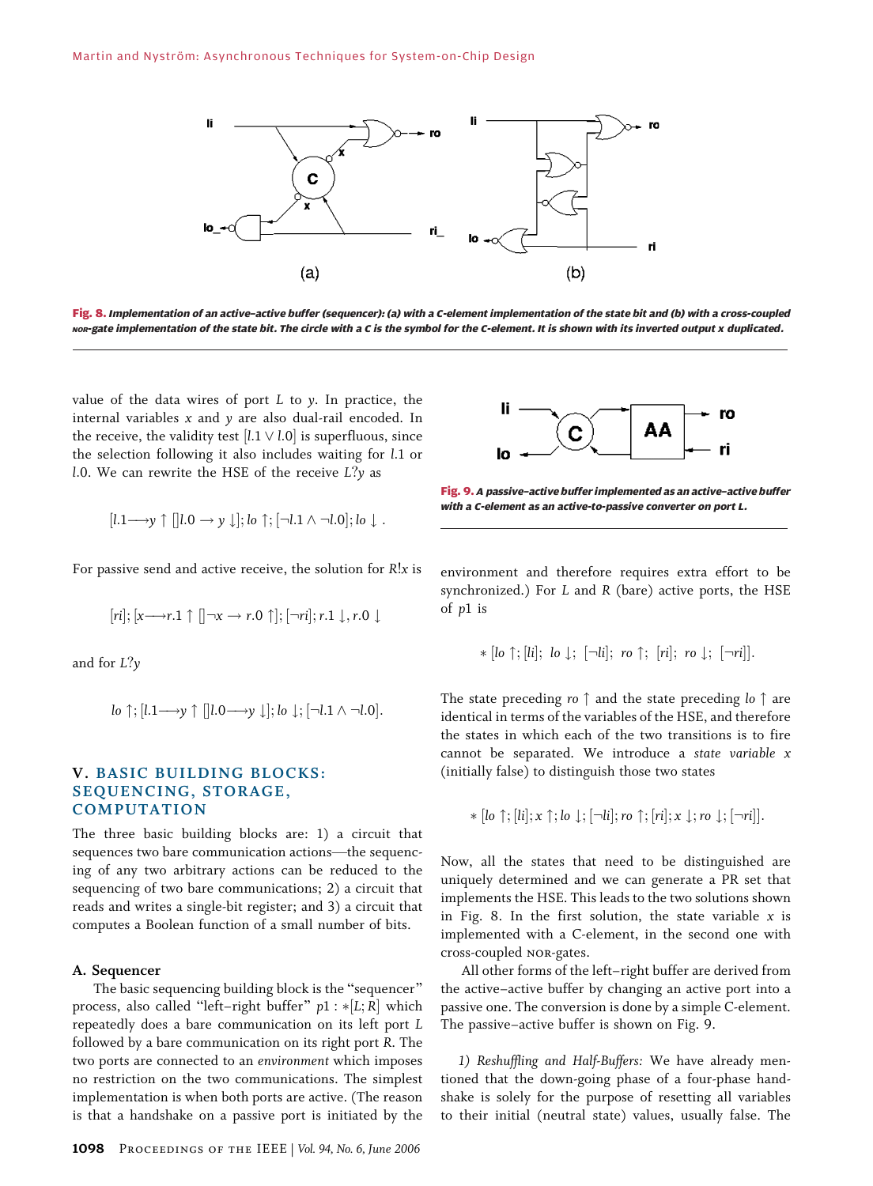Fig. 8. *Implementation of an active–active buffer (sequencer): (a) with a C-element implementation of the state bit and (b) with a cross-coupled NOR-gate implementation of the state bit. The circle with a C is the symbol for the C-element. It is shown with its inverted output x duplicated.*

value of the data wires of port $L$ to $y$. In practice, the internal variables $x$ and $y$ are also dual-rail encoded. In the receive, the validity test $[l.1 \vee l.0]$ is superfluous, since the selection following it also includes waiting for $l.1$ or $l.0$. We can rewrite the HSE of the receive $L?y$ as

$$[l.1 \longrightarrow y\uparrow \; [] l.0 \rightarrow y\downarrow]; lo\uparrow; [\neg l.1 \wedge \neg l.0]; lo\downarrow .$$

For passive send and active receive, the solution for $R!x$ is

$$[ri]; [x \longrightarrow r.1\uparrow \; [] \neg x \rightarrow r.0\uparrow]; [\neg ri]; r.1\downarrow, r.0\downarrow$$

and for $L?y$

$$lo\uparrow; [l.1 \longrightarrow y\uparrow \; [] l.0 \longrightarrow y\downarrow]; lo\downarrow; [\neg l.1 \wedge \neg l.0].$$

## V. BASIC BUILDING BLOCKS: SEQUENCING, STORAGE, COMPUTATION

The three basic building blocks are: 1) a circuit that sequences two bare communication actions—the sequencing of any two arbitrary actions can be reduced to the sequencing of two bare communications; 2) a circuit that reads and writes a single-bit register; and 3) a circuit that computes a Boolean function of a small number of bits.

### A. Sequencer

The basic sequencing building block is the "sequencer" process, also called "left–right buffer" $p1 : *[L; R]$ which repeatedly does a bare communication on its left port $L$ followed by a bare communication on its right port $R$. The two ports are connected to an *environment* which imposes no restriction on the two communications. The simplest implementation is when both ports are active. (The reason is that a handshake on a passive port is initiated by the environment and therefore requires extra effort to be synchronized.) For $L$ and $R$ (bare) active ports, the HSE of $p1$ is

$$*[lo\uparrow; [li]; \; lo\downarrow; \; [\neg li]; \; ro\uparrow; \; [ri]; \; ro\downarrow; \; [\neg ri]].$$

Fig. 9. *A passive–active buffer implemented as an active–active buffer with a C-element as an active-to-passive converter on port L.*

The state preceding $ro\uparrow$ and the state preceding $lo\uparrow$ are identical in terms of the variables of the HSE, and therefore the states in which each of the two transitions is to fire cannot be separated. We introduce a *state variable* $x$ (initially false) to distinguish those two states

$$*[lo\uparrow; [li]; x\uparrow; lo\downarrow; [\neg li]; ro\uparrow; [ri]; x\downarrow; ro\downarrow; [\neg ri]].$$

Now, all the states that need to be distinguished are uniquely determined and we can generate a PR set that implements the HSE. This leads to the two solutions shown in Fig. 8. In the first solution, the state variable $x$ is implemented with a C-element, in the second one with cross-coupled NOR-gates.

All other forms of the left–right buffer are derived from the active–active buffer by changing an active port into a passive one. The conversion is done by a simple C-element. The passive–active buffer is shown on Fig. 9.

*1) Reshuffling and Half-Buffers:* We have already mentioned that the down-going phase of a four-phase handshake is solely for the purpose of resetting all variables to their initial (neutral state) values, usually false. The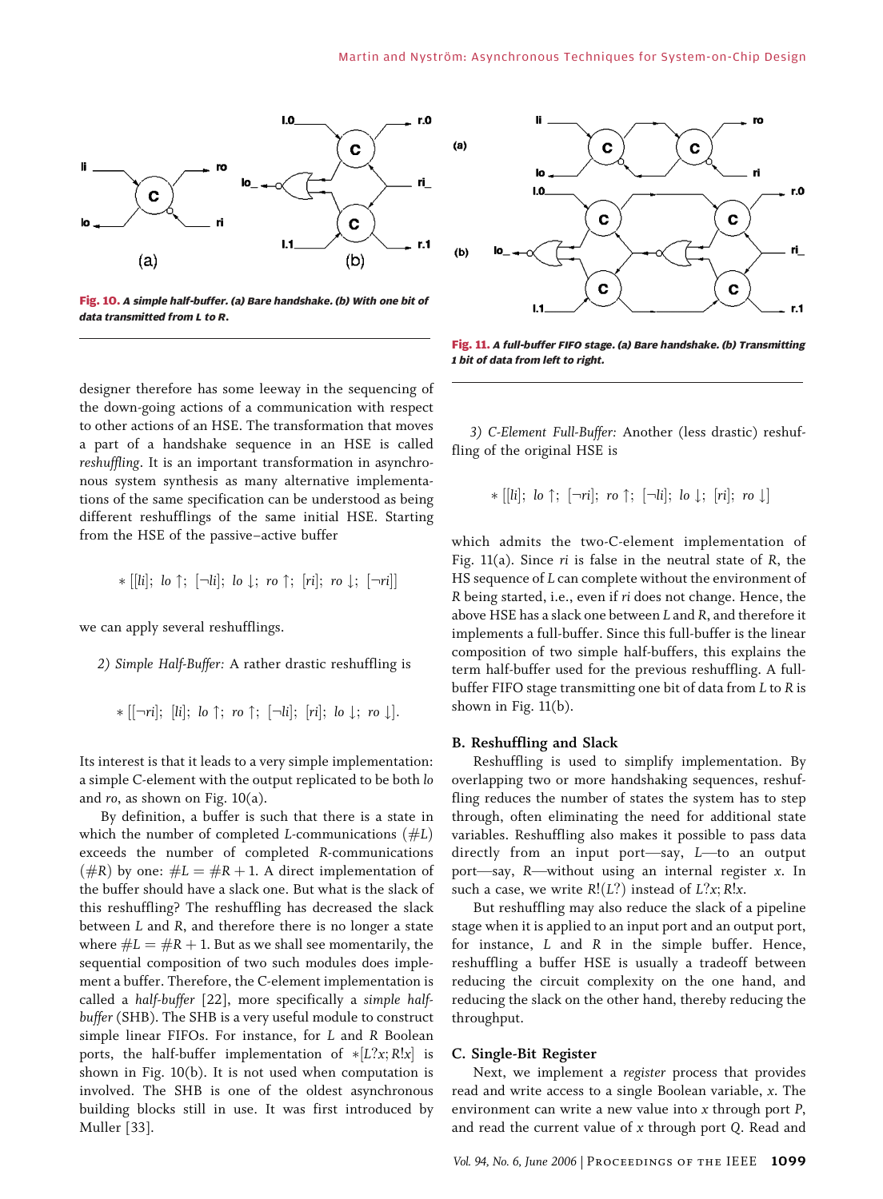Fig. 10. *A simple half-buffer. (a) Bare handshake. (b) With one bit of data transmitted from L to R.*

Fig. 11. *A full-buffer FIFO stage. (a) Bare handshake. (b) Transmitting 1 bit of data from left to right.*

designer therefore has some leeway in the sequencing of the down-going actions of a communication with respect to other actions of an HSE. The transformation that moves a part of a handshake sequence in an HSE is called *reshuffling*. It is an important transformation in asynchronous system synthesis as many alternative implementations of the same specification can be understood as being different reshufflings of the same initial HSE. Starting from the HSE of the passive–active buffer

$$* [[li];\ lo \uparrow;\ [\neg li];\ lo \downarrow;\ ro \uparrow;\ [ri];\ ro \downarrow;\ [\neg ri]]$$

we can apply several reshufflings.

2) *Simple Half-Buffer:* A rather drastic reshuffling is

$$* [[\neg ri];\ [li];\ lo \uparrow;\ ro \uparrow;\ [\neg li];\ [ri];\ lo \downarrow;\ ro \downarrow].$$

Its interest is that it leads to a very simple implementation: a simple C-element with the output replicated to be both $lo$ and $ro$, as shown on Fig. 10(a).

By definition, a buffer is such that there is a state in which the number of completed $L$-communications ($\#L$) exceeds the number of completed $R$-communications ($\#R$) by one: $\#L = \#R + 1$. A direct implementation of the buffer should have a slack one. But what is the slack of this reshuffling? The reshuffling has decreased the slack between $L$ and $R$, and therefore there is no longer a state where $\#L = \#R + 1$. But as we shall see momentarily, the sequential composition of two such modules does implement a buffer. Therefore, the C-element implementation is called a *half-buffer* [22], more specifically a *simple half-buffer* (SHB). The SHB is a very useful module to construct simple linear FIFOs. For instance, for $L$ and $R$ Boolean ports, the half-buffer implementation of $*[L?x; R!x]$ is shown in Fig. 10(b). It is not used when computation is involved. The SHB is one of the oldest asynchronous building blocks still in use. It was first introduced by Muller [33].

3) *C-Element Full-Buffer:* Another (less drastic) reshuffling of the original HSE is

$$* [[li];\ lo \uparrow;\ [\neg ri];\ ro \uparrow;\ [\neg li];\ lo \downarrow;\ [ri];\ ro \downarrow]$$

which admits the two-C-element implementation of Fig. 11(a). Since $ri$ is false in the neutral state of $R$, the HS sequence of $L$ can complete without the environment of $R$ being started, i.e., even if $ri$ does not change. Hence, the above HSE has a slack one between $L$ and $R$, and therefore it implements a full-buffer. Since this full-buffer is the linear composition of two simple half-buffers, this explains the term half-buffer used for the previous reshuffling. A full-buffer FIFO stage transmitting one bit of data from $L$ to $R$ is shown in Fig. 11(b).

### B. Reshuffling and Slack

Reshuffling is used to simplify implementation. By overlapping two or more handshaking sequences, reshuffling reduces the number of states the system has to step through, often eliminating the need for additional state variables. Reshuffling also makes it possible to pass data directly from an input port—say, $L$—to an output port—say, $R$—without using an internal register $x$. In such a case, we write $R!(L?)$ instead of $L?x; R!x$.

But reshuffling may also reduce the slack of a pipeline stage when it is applied to an input port and an output port, for instance, $L$ and $R$ in the simple buffer. Hence, reshuffling a buffer HSE is usually a tradeoff between reducing the circuit complexity on the one hand, and reducing the slack on the other hand, thereby reducing the throughput.

### C. Single-Bit Register

Next, we implement a *register* process that provides read and write access to a single Boolean variable, $x$. The environment can write a new value into $x$ through port $P$, and read the current value of $x$ through port $Q$. Read and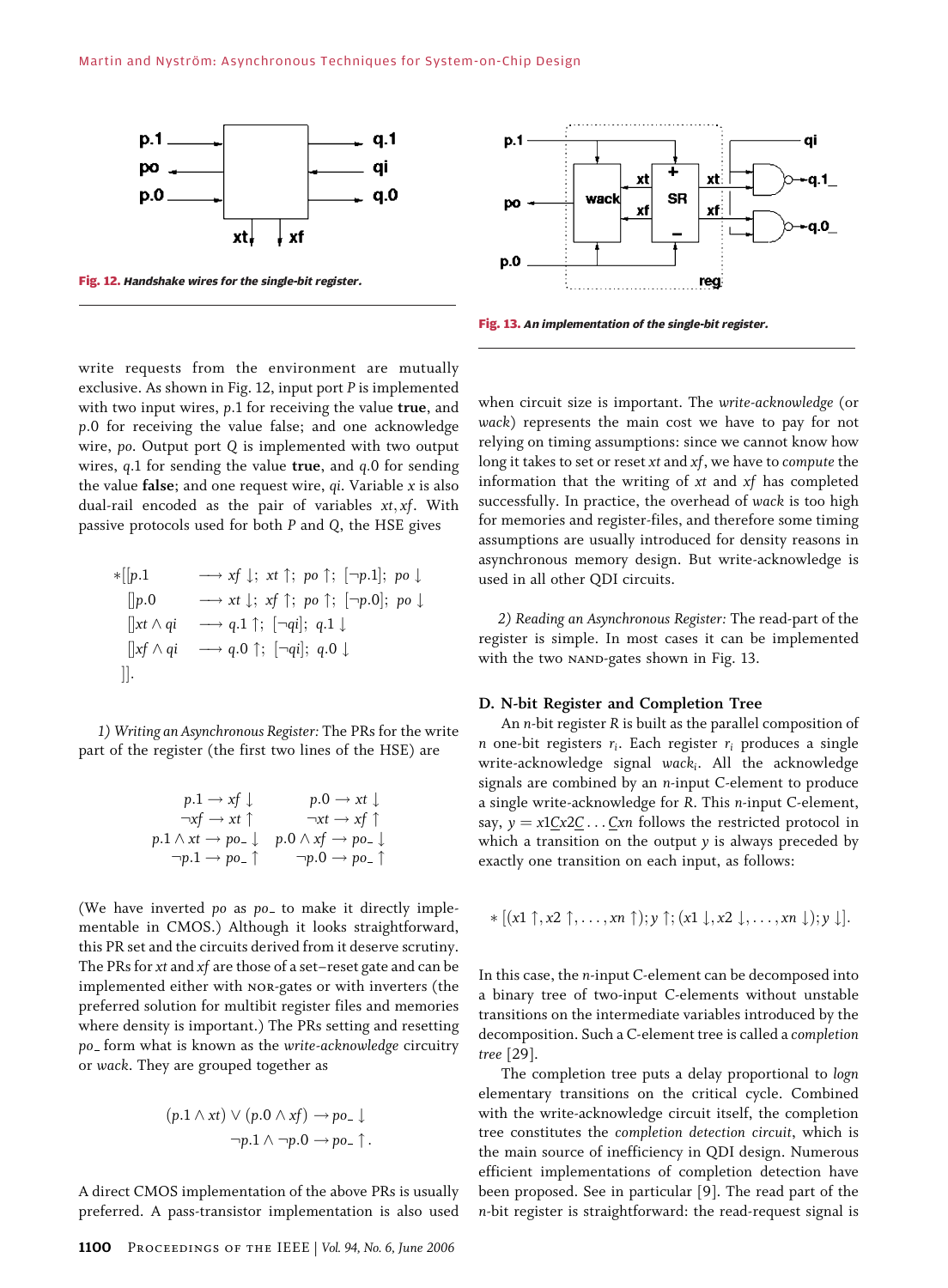Fig. 12. *Handshake wires for the single-bit register.*

Fig. 13. *An implementation of the single-bit register.*

write requests from the environment are mutually exclusive. As shown in Fig. 12, input port $P$ is implemented with two input wires, $p.1$ for receiving the value **true**, and $p.0$ for receiving the value false; and one acknowledge wire, $po$. Output port $Q$ is implemented with two output wires, $q.1$ for sending the value **true**, and $q.0$ for sending the value **false**; and one request wire, $qi$. Variable $x$ is also dual-rail encoded as the pair of variables $xt, xf$. With passive protocols used for both $P$ and $Q$, the HSE gives

$$
\begin{aligned}
*[[p.1 &\longrightarrow xf\downarrow;\ xt\uparrow;\ po\uparrow;\ [\neg p.1];\ po\downarrow \\
[]p.0 &\longrightarrow xt\downarrow;\ xf\uparrow;\ po\uparrow;\ [\neg p.0];\ po\downarrow \\
[]xt \wedge qi &\longrightarrow q.1\uparrow;\ [\neg qi];\ q.1\downarrow \\
[]xf \wedge qi &\longrightarrow q.0\uparrow;\ [\neg qi];\ q.0\downarrow \\
]]&.
\end{aligned}
$$

*1) Writing an Asynchronous Register:* The PRs for the write part of the register (the first two lines of the HSE) are

$$
\begin{array}{rr}
p.1 \rightarrow xf\downarrow & p.0 \rightarrow xt\downarrow \\
\neg xf \rightarrow xt\uparrow & \neg xt \rightarrow xf\uparrow \\
p.1 \wedge xt \rightarrow po\_\downarrow & p.0 \wedge xf \rightarrow po\_\downarrow \\
\neg p.1 \rightarrow po\_\uparrow & \neg p.0 \rightarrow po\_\uparrow
\end{array}
$$

(We have inverted $po$ as $po\_$ to make it directly implementable in CMOS.) Although it looks straightforward, this PR set and the circuits derived from it deserve scrutiny. The PRs for $xt$ and $xf$ are those of a set–reset gate and can be implemented either with NOR-gates or with inverters (the preferred solution for multibit register files and memories where density is important.) The PRs setting and resetting $po\_$ form what is known as the *write-acknowledge* circuitry or *wack*. They are grouped together as

$$
\begin{aligned}
(p.1 \wedge xt) \vee (p.0 \wedge xf) &\rightarrow po\_\downarrow \\
\neg p.1 \wedge \neg p.0 &\rightarrow po\_\uparrow.
\end{aligned}
$$

A direct CMOS implementation of the above PRs is usually preferred. A pass-transistor implementation is also used when circuit size is important. The *write-acknowledge* (or *wack*) represents the main cost we have to pay for not relying on timing assumptions: since we cannot know how long it takes to set or reset $xt$ and $xf$, we have to *compute* the information that the writing of $xt$ and $xf$ has completed successfully. In practice, the overhead of *wack* is too high for memories and register-files, and therefore some timing assumptions are usually introduced for density reasons in asynchronous memory design. But write-acknowledge is used in all other QDI circuits.

*2) Reading an Asynchronous Register:* The read-part of the register is simple. In most cases it can be implemented with the two NAND-gates shown in Fig. 13.

### D. N-bit Register and Completion Tree

An $n$-bit register $R$ is built as the parallel composition of $n$ one-bit registers $r_i$. Each register $r_i$ produces a single write-acknowledge signal $wack_i$. All the acknowledge signals are combined by an $n$-input C-element to produce a single write-acknowledge for $R$. This $n$-input C-element, say, $y = x1\underline{C}x2\underline{C}\ldots\underline{C}xn$ follows the restricted protocol in which a transition on the output $y$ is always preceded by exactly one transition on each input, as follows:

$$*[(x1\uparrow, x2\uparrow, \ldots, xn\uparrow); y\uparrow; (x1\downarrow, x2\downarrow, \ldots, xn\downarrow); y\downarrow].$$

In this case, the $n$-input C-element can be decomposed into a binary tree of two-input C-elements without unstable transitions on the intermediate variables introduced by the decomposition. Such a C-element tree is called a *completion tree* [29].

The completion tree puts a delay proportional to $\log n$ elementary transitions on the critical cycle. Combined with the write-acknowledge circuit itself, the completion tree constitutes the *completion detection circuit*, which is the main source of inefficiency in QDI design. Numerous efficient implementations of completion detection have been proposed. See in particular [9]. The read part of the $n$-bit register is straightforward: the read-request signal is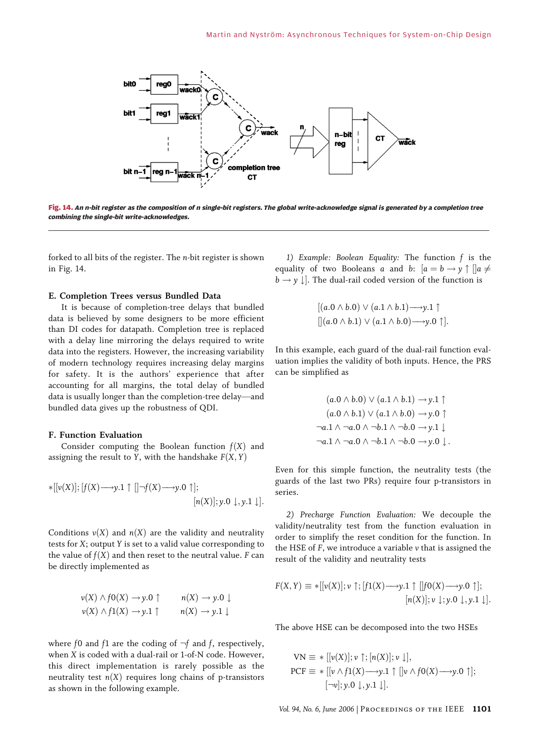Fig. 14. *An n-bit register as the composition of n single-bit registers. The global write-acknowledge signal is generated by a completion tree combining the single-bit write-acknowledges.*

forked to all bits of the register. The $n$-bit register is shown in Fig. 14.

### E. Completion Trees versus Bundled Data

It is because of completion-tree delays that bundled data is believed by some designers to be more efficient than DI codes for datapath. Completion tree is replaced with a delay line mirroring the delays required to write data into the registers. However, the increasing variability of modern technology requires increasing delay margins for safety. It is the authors' experience that after accounting for all margins, the total delay of bundled data is usually longer than the completion-tree delay—and bundled data gives up the robustness of QDI.

### F. Function Evaluation

Consider computing the Boolean function $f(X)$ and assigning the result to $Y$, with the handshake $F(X,Y)$

$$*[[v(X)];[f(X) \longrightarrow y.1\uparrow \; [] \neg f(X) \longrightarrow y.0\uparrow]; \\ [n(X)]; y.0\downarrow, y.1\downarrow].$$

Conditions $v(X)$ and $n(X)$ are the validity and neutrality tests for $X$; output $Y$ is set to a valid value corresponding to the value of $f(X)$ and then reset to the neutral value. $F$ can be directly implemented as

$$\begin{aligned} v(X) \wedge f0(X) &\rightarrow y.0\uparrow \qquad & n(X) &\rightarrow y.0\downarrow \\ v(X) \wedge f1(X) &\rightarrow y.1\uparrow \qquad & n(X) &\rightarrow y.1\downarrow \end{aligned}$$

where $f0$ and $f1$ are the coding of $\neg f$ and $f$, respectively, when $X$ is coded with a dual-rail or 1-of-N code. However, this direct implementation is rarely possible as the neutrality test $n(X)$ requires long chains of p-transistors as shown in the following example.

*1) Example: Boolean Equality:* The function $f$ is the equality of two Booleans $a$ and $b$: $[a = b \rightarrow y\uparrow \; [] a \neq b \rightarrow y\downarrow]$. The dual-rail coded version of the function is

$$[(a.0 \wedge b.0) \vee (a.1 \wedge b.1) \longrightarrow y.1\uparrow \\ [](a.0 \wedge b.1) \vee (a.1 \wedge b.0) \longrightarrow y.0\uparrow].$$

In this example, each guard of the dual-rail function evaluation implies the validity of both inputs. Hence, the PRS can be simplified as

$$\begin{aligned} (a.0 \wedge b.0) \vee (a.1 \wedge b.1) &\rightarrow y.1\uparrow \\ (a.0 \wedge b.1) \vee (a.1 \wedge b.0) &\rightarrow y.0\uparrow \\ \neg a.1 \wedge \neg a.0 \wedge \neg b.1 \wedge \neg b.0 &\rightarrow y.1\downarrow \\ \neg a.1 \wedge \neg a.0 \wedge \neg b.1 \wedge \neg b.0 &\rightarrow y.0\downarrow. \end{aligned}$$

Even for this simple function, the neutrality tests (the guards of the last two PRs) require four p-transistors in series.

*2) Precharge Function Evaluation:* We decouple the validity/neutrality test from the function evaluation in order to simplify the reset condition for the function. In the HSE of $F$, we introduce a variable $v$ that is assigned the result of the validity and neutrality tests

$$F(X,Y) \equiv *[[v(X)]; v\uparrow; [f1(X) \longrightarrow y.1\uparrow \; [] f0(X) \longrightarrow y.0\uparrow]; \\ [n(X)]; v\downarrow; y.0\downarrow, y.1\downarrow].$$

The above HSE can be decomposed into the two HSEs

$$\begin{aligned} \mathrm{VN} &\equiv *[[v(X)]; v\uparrow; [n(X)]; v\downarrow], \\ \mathrm{PCF} &\equiv *[[v \wedge f1(X) \longrightarrow y.1\uparrow \; [] v \wedge f0(X) \longrightarrow y.0\uparrow]; \\ &\qquad [\neg v]; y.0\downarrow, y.1\downarrow]. \end{aligned}$$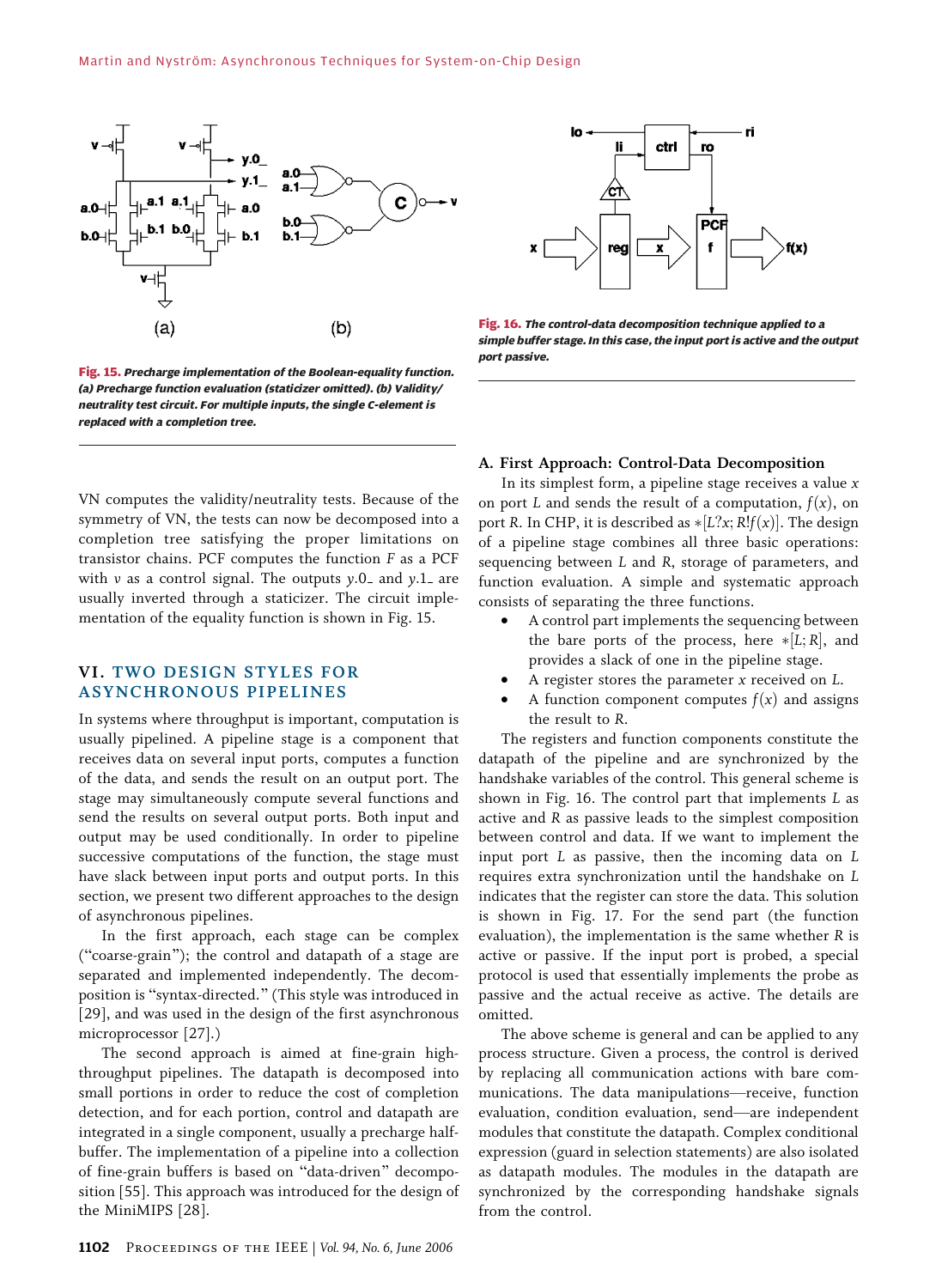Fig. 15. *Precharge implementation of the Boolean-equality function. (a) Precharge function evaluation (staticizer omitted). (b) Validity/neutrality test circuit. For multiple inputs, the single C-element is replaced with a completion tree.*

Fig. 16. *The control-data decomposition technique applied to a simple buffer stage. In this case, the input port is active and the output port passive.*

VN computes the validity/neutrality tests. Because of the symmetry of VN, the tests can now be decomposed into a completion tree satisfying the proper limitations on transistor chains. PCF computes the function $F$ as a PCF with $v$ as a control signal. The outputs $y.0\_$ and $y.1\_$ are usually inverted through a staticizer. The circuit implementation of the equality function is shown in Fig. 15.

## VI. TWO DESIGN STYLES FOR ASYNCHRONOUS PIPELINES

In systems where throughput is important, computation is usually pipelined. A pipeline stage is a component that receives data on several input ports, computes a function of the data, and sends the result on an output port. The stage may simultaneously compute several functions and send the results on several output ports. Both input and output may be used conditionally. In order to pipeline successive computations of the function, the stage must have slack between input ports and output ports. In this section, we present two different approaches to the design of asynchronous pipelines.

In the first approach, each stage can be complex ("coarse-grain"); the control and datapath of a stage are separated and implemented independently. The decomposition is "syntax-directed." (This style was introduced in [29], and was used in the design of the first asynchronous microprocessor [27].)

The second approach is aimed at fine-grain high-throughput pipelines. The datapath is decomposed into small portions in order to reduce the cost of completion detection, and for each portion, control and datapath are integrated in a single component, usually a precharge half-buffer. The implementation of a pipeline into a collection of fine-grain buffers is based on "data-driven" decomposition [55]. This approach was introduced for the design of the MiniMIPS [28].

### A. First Approach: Control-Data Decomposition

In its simplest form, a pipeline stage receives a value $x$ on port $L$ and sends the result of a computation, $f(x)$, on port $R$. In CHP, it is described as $*[L?x; R!f(x)]$. The design of a pipeline stage combines all three basic operations: sequencing between $L$ and $R$, storage of parameters, and function evaluation. A simple and systematic approach consists of separating the three functions.

- A control part implements the sequencing between the bare ports of the process, here $*[L; R]$, and provides a slack of one in the pipeline stage.
- A register stores the parameter $x$ received on $L$.
- A function component computes $f(x)$ and assigns the result to $R$.

The registers and function components constitute the datapath of the pipeline and are synchronized by the handshake variables of the control. This general scheme is shown in Fig. 16. The control part that implements $L$ as active and $R$ as passive leads to the simplest composition between control and data. If we want to implement the input port $L$ as passive, then the incoming data on $L$ requires extra synchronization until the handshake on $L$ indicates that the register can store the data. This solution is shown in Fig. 17. For the send part (the function evaluation), the implementation is the same whether $R$ is active or passive. If the input port is probed, a special protocol is used that essentially implements the probe as passive and the actual receive as active. The details are omitted.

The above scheme is general and can be applied to any process structure. Given a process, the control is derived by replacing all communication actions with bare communications. The data manipulations—receive, function evaluation, condition evaluation, send—are independent modules that constitute the datapath. Complex conditional expression (guard in selection statements) are also isolated as datapath modules. The modules in the datapath are synchronized by the corresponding handshake signals from the control.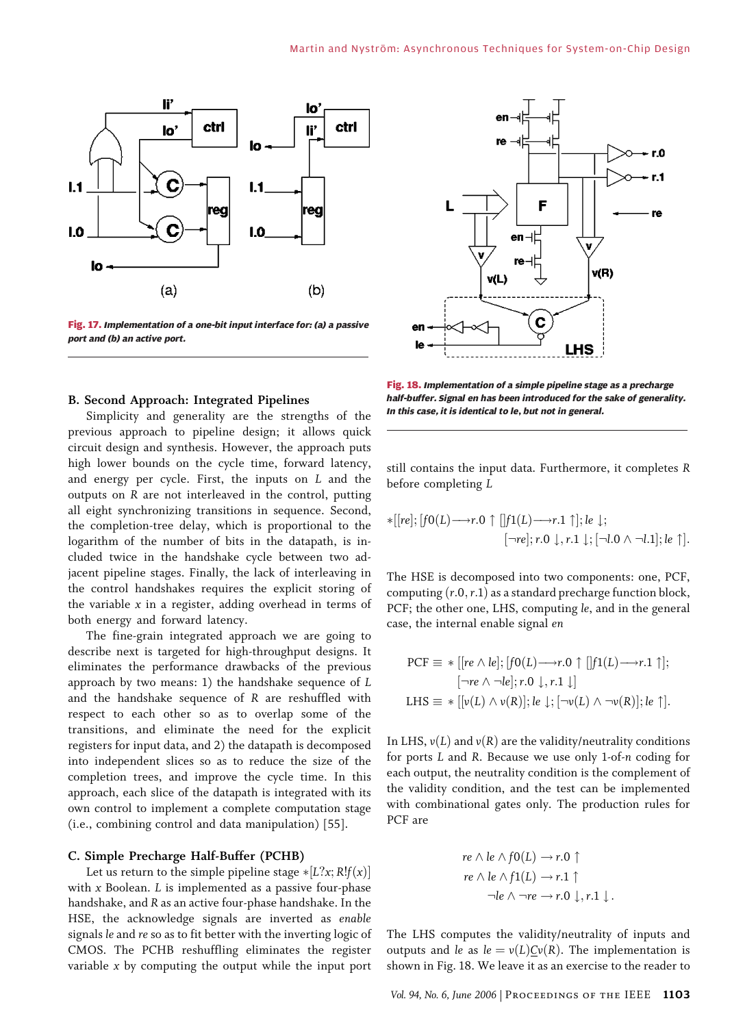Fig. 17. *Implementation of a one-bit input interface for: (a) a passive port and (b) an active port.*

Fig. 18. *Implementation of a simple pipeline stage as a precharge half-buffer. Signal en has been introduced for the sake of generality. In this case, it is identical to le, but not in general.*

### B. Second Approach: Integrated Pipelines

Simplicity and generality are the strengths of the previous approach to pipeline design; it allows quick circuit design and synthesis. However, the approach puts high lower bounds on the cycle time, forward latency, and energy per cycle. First, the inputs on $L$ and the outputs on $R$ are not interleaved in the control, putting all eight synchronizing transitions in sequence. Second, the completion-tree delay, which is proportional to the logarithm of the number of bits in the datapath, is included twice in the handshake cycle between two adjacent pipeline stages. Finally, the lack of interleaving in the control handshakes requires the explicit storing of the variable $x$ in a register, adding overhead in terms of both energy and forward latency.

The fine-grain integrated approach we are going to describe next is targeted for high-throughput designs. It eliminates the performance drawbacks of the previous approach by two means: 1) the handshake sequence of $L$ and the handshake sequence of $R$ are reshuffled with respect to each other so as to overlap some of the transitions, and eliminate the need for the explicit registers for input data, and 2) the datapath is decomposed into independent slices so as to reduce the size of the completion trees, and improve the cycle time. In this approach, each slice of the datapath is integrated with its own control to implement a complete computation stage (i.e., combining control and data manipulation) [55].

### C. Simple Precharge Half-Buffer (PCHB)

Let us return to the simple pipeline stage $*[L?x; R!f(x)]$ with $x$ Boolean. $L$ is implemented as a passive four-phase handshake, and $R$ as an active four-phase handshake. In the HSE, the acknowledge signals are inverted as *enable* signals $le$ and $re$ so as to fit better with the inverting logic of CMOS. The PCHB reshuffling eliminates the register variable $x$ by computing the output while the input port still contains the input data. Furthermore, it completes $R$ before completing $L$

$$*[[re]; [f0(L) \longrightarrow r.0\uparrow \; [] f1(L) \longrightarrow r.1\uparrow]; le\downarrow; \\ [\neg re]; r.0\downarrow, r.1\downarrow; [\neg l.0 \wedge \neg l.1]; le\uparrow].$$

The HSE is decomposed into two components: one, PCF, computing $(r.0, r.1)$ as a standard precharge function block, PCF; the other one, LHS, computing $le$, and in the general case, the internal enable signal *en*

$$\begin{aligned} \text{PCF} &\equiv *[[re \wedge le]; [f0(L) \longrightarrow r.0\uparrow \; [] f1(L) \longrightarrow r.1\uparrow]; \\ &\qquad [\neg re \wedge \neg le]; r.0\downarrow, r.1\downarrow] \\ \text{LHS} &\equiv *[[v(L) \wedge v(R)]; le\downarrow; [\neg v(L) \wedge \neg v(R)]; le\uparrow]. \end{aligned}$$

In LHS, $v(L)$ and $v(R)$ are the validity/neutrality conditions for ports $L$ and $R$. Because we use only 1-of-$n$ coding for each output, the neutrality condition is the complement of the validity condition, and the test can be implemented with combinational gates only. The production rules for PCF are

$$\begin{aligned} re \wedge le \wedge f0(L) &\rightarrow r.0\uparrow \\ re \wedge le \wedge f1(L) &\rightarrow r.1\uparrow \\ \neg le \wedge \neg re &\rightarrow r.0\downarrow, r.1\downarrow. \end{aligned}$$

The LHS computes the validity/neutrality of inputs and outputs and $le$ as $le = v(L)\underline{C}v(R)$. The implementation is shown in Fig. 18. We leave it as an exercise to the reader to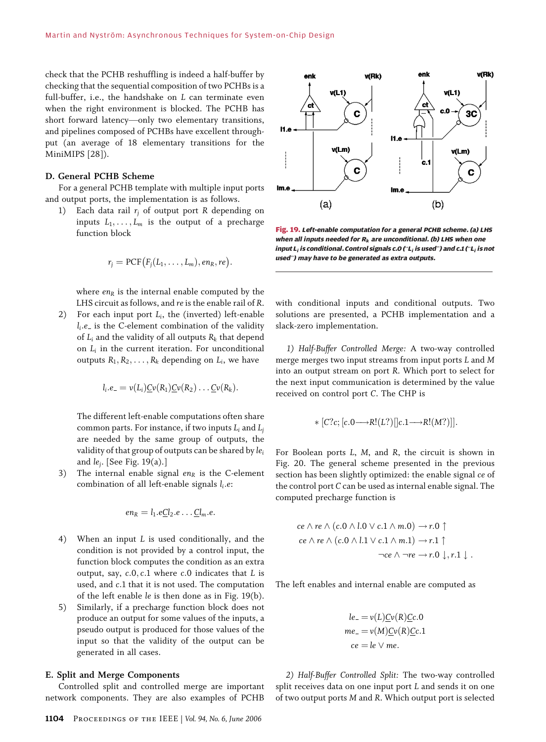check that the PCHB reshuffling is indeed a half-buffer by checking that the sequential composition of two PCHBs is a full-buffer, i.e., the handshake on $L$ can terminate even when the right environment is blocked. The PCHB has short forward latency—only two elementary transitions, and pipelines composed of PCHBs have excellent throughput (an average of 18 elementary transitions for the MiniMIPS [28]).

### D. General PCHB Scheme

For a general PCHB template with multiple input ports and output ports, the implementation is as follows.

1) Each data rail $r_j$ of output port $R$ depending on inputs $L_1, \ldots, L_m$ is the output of a precharge function block

$$r_j = \mathrm{PCF}\big(F_j(L_1, \ldots, L_m), en_R, re\big).$$

where $en_R$ is the internal enable computed by the LHS circuit as follows, and $re$ is the enable rail of $R$.

2) For each input port $L_i$, the (inverted) left-enable $l_i.e\_$ is the C-element combination of the validity of $L_i$ and the validity of all outputs $R_k$ that depend on $L_i$ in the current iteration. For unconditional outputs $R_1, R_2, \ldots, R_k$ depending on $L_i$, we have

$$l_i.e\_ = v(L_i)\underline{C}v(R_1)\underline{C}v(R_2)\ldots\underline{C}v(R_k).$$

The different left-enable computations often share common parts. For instance, if two inputs $L_i$ and $L_j$ are needed by the same group of outputs, the validity of that group of outputs can be shared by $le_i$ and $le_j$. [See Fig. 19(a).]

3) The internal enable signal $en_R$ is the C-element combination of all left-enable signals $l_i.e$:

$$en_R = l_1.e\underline{C}l_2.e\ldots\underline{C}l_m.e.$$

4) When an input $L$ is used conditionally, and the condition is not provided by a control input, the function block computes the condition as an extra output, say, $c.0, c.1$ where $c.0$ indicates that $L$ is used, and $c.1$ that it is not used. The computation of the left enable $le$ is then done as in Fig. 19(b).

5) Similarly, if a precharge function block does not produce an output for some values of the inputs, a pseudo output is produced for those values of the input so that the validity of the output can be generated in all cases.

**Fig. 19.** *Left-enable computation for a general PCHB scheme. (a) LHS when all inputs needed for $R_k$ are unconditional. (b) LHS when one input $L_i$ is conditional. Control signals c.0 ("$L_i$ is used") and c.1 ("$L_i$ is not used") may have to be generated as extra outputs.*

### E. Split and Merge Components

Controlled split and controlled merge are important network components. They are also examples of PCHB with conditional inputs and conditional outputs. Two solutions are presented, a PCHB implementation and a slack-zero implementation.

*1) Half-Buffer Controlled Merge:* A two-way controlled merge merges two input streams from input ports $L$ and $M$ into an output stream on port $R$. Which port to select for the next input communication is determined by the value received on control port $C$. The CHP is

$$*\,[C?c;\,[c.0 \longrightarrow R!(L?)[]c.1 \longrightarrow R!(M?)]].$$

For Boolean ports $L$, $M$, and $R$, the circuit is shown in Fig. 20. The general scheme presented in the previous section has been slightly optimized: the enable signal $ce$ of the control port $C$ can be used as internal enable signal. The computed precharge function is

$$\begin{aligned}
ce \wedge re \wedge (c.0 \wedge l.0 \vee c.1 \wedge m.0) &\rightarrow r.0 \uparrow\\
ce \wedge re \wedge (c.0 \wedge l.1 \vee c.1 \wedge m.1) &\rightarrow r.1 \uparrow\\
\neg ce \wedge \neg re &\rightarrow r.0 \downarrow, r.1 \downarrow .
\end{aligned}$$

The left enables and internal enable are computed as

$$\begin{aligned}
le\_ &= v(L)\underline{C}v(R)\underline{C}c.0\\
me\_ &= v(M)\underline{C}v(R)\underline{C}c.1\\
ce &= le \vee me.
\end{aligned}$$

*2) Half-Buffer Controlled Split:* The two-way controlled split receives data on one input port $L$ and sends it on one of two output ports $M$ and $R$. Which output port is selected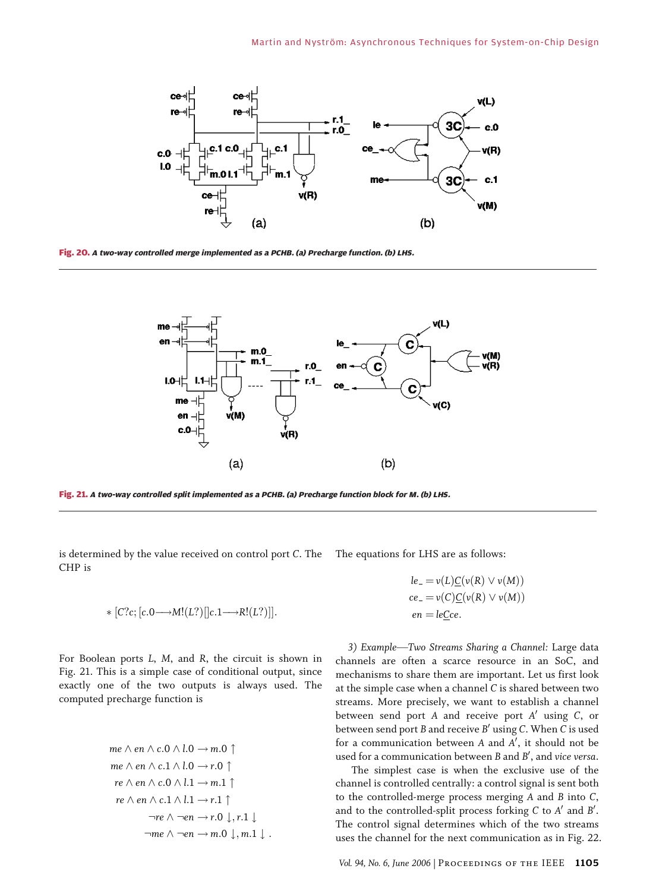Fig. 20. *A two-way controlled merge implemented as a PCHB. (a) Precharge function. (b) LHS.*

Fig. 21. *A two-way controlled split implemented as a PCHB. (a) Precharge function block for M. (b) LHS.*

is determined by the value received on control port $C$. The CHP is

$$* [C?c; [c.0 \longrightarrow M!(L?) [] c.1 \longrightarrow R!(L?)]].$$

For Boolean ports $L$, $M$, and $R$, the circuit is shown in Fig. 21. This is a simple case of conditional output, since exactly one of the two outputs is always used. The computed precharge function is

$$\begin{aligned}
me \wedge en \wedge c.0 \wedge l.0 &\rightarrow m.0 \uparrow \\
me \wedge en \wedge c.1 \wedge l.0 &\rightarrow r.0 \uparrow \\
re \wedge en \wedge c.0 \wedge l.1 &\rightarrow m.1 \uparrow \\
re \wedge en \wedge c.1 \wedge l.1 &\rightarrow r.1 \uparrow \\
\neg re \wedge \neg en &\rightarrow r.0 \downarrow, r.1 \downarrow \\
\neg me \wedge \neg en &\rightarrow m.0 \downarrow, m.1 \downarrow .
\end{aligned}$$

The equations for LHS are as follows:

$$\begin{aligned}
le\_ &= v(L) \underline{C} (v(R) \vee v(M)) \\
ce\_ &= v(C) \underline{C} (v(R) \vee v(M)) \\
en &= le \underline{C} ce.
\end{aligned}$$

*3) Example—Two Streams Sharing a Channel:* Large data channels are often a scarce resource in an SoC, and mechanisms to share them are important. Let us first look at the simple case when a channel $C$ is shared between two streams. More precisely, we want to establish a channel between send port $A$ and receive port $A'$ using $C$, or between send port $B$ and receive $B'$ using $C$. When $C$ is used for a communication between $A$ and $A'$, it should not be used for a communication between $B$ and $B'$, and *vice versa*.

The simplest case is when the exclusive use of the channel is controlled centrally: a control signal is sent both to the controlled-merge process merging $A$ and $B$ into $C$, and to the controlled-split process forking $C$ to $A'$ and $B'$. The control signal determines which of the two streams uses the channel for the next communication as in Fig. 22.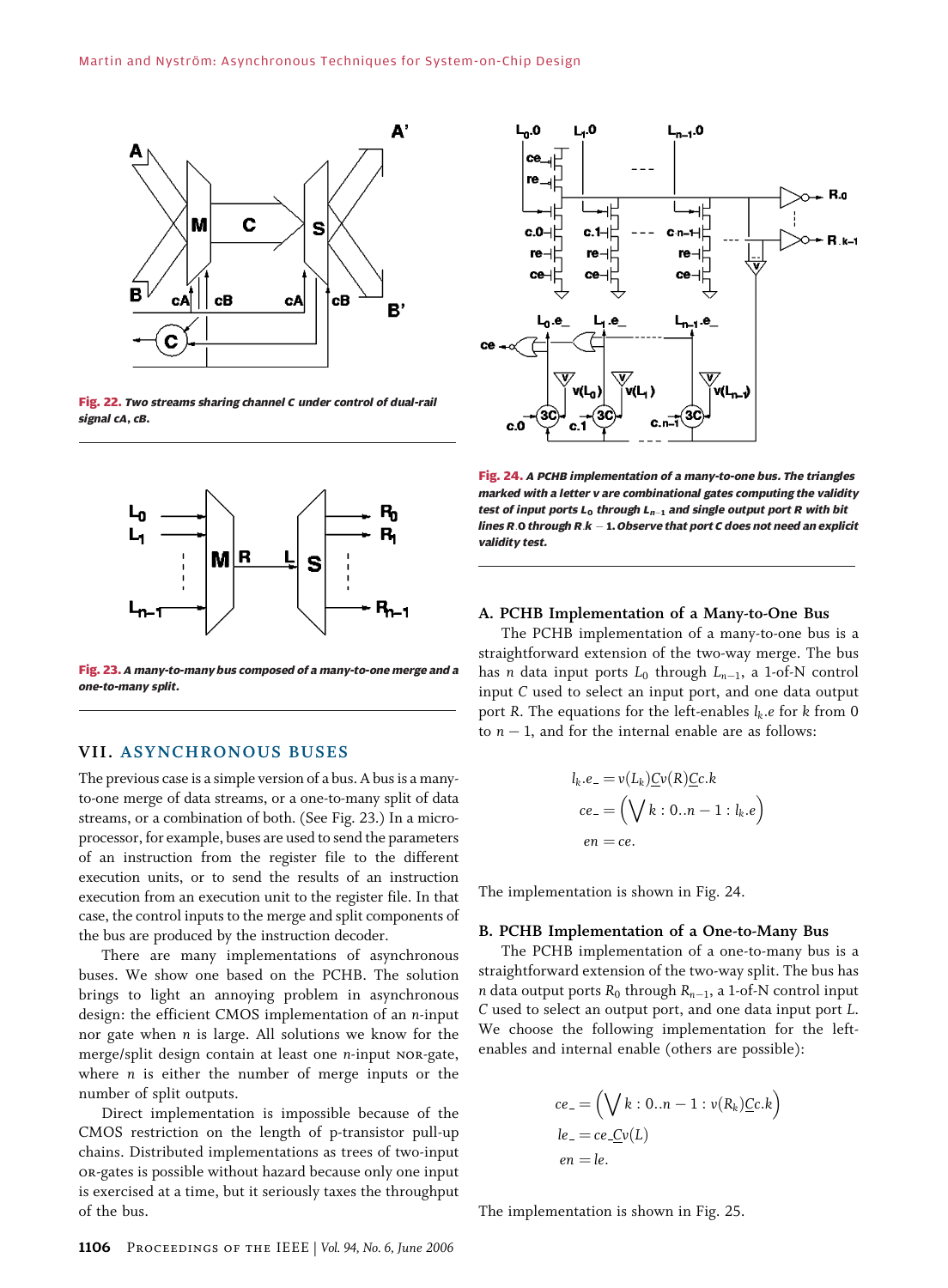Fig. 22. *Two streams sharing channel C under control of dual-rail signal cA, cB.*

Fig. 23. *A many-to-many bus composed of a many-to-one merge and a one-to-many split.*

## VII. ASYNCHRONOUS BUSES

The previous case is a simple version of a bus. A bus is a many-to-one merge of data streams, or a one-to-many split of data streams, or a combination of both. (See Fig. 23.) In a microprocessor, for example, buses are used to send the parameters of an instruction from the register file to the different execution units, or to send the results of an instruction execution from an execution unit to the register file. In that case, the control inputs to the merge and split components of the bus are produced by the instruction decoder.

There are many implementations of asynchronous buses. We show one based on the PCHB. The solution brings to light an annoying problem in asynchronous design: the efficient CMOS implementation of an $n$-input nor gate when $n$ is large. All solutions we know for the merge/split design contain at least one $n$-input NOR-gate, where $n$ is either the number of merge inputs or the number of split outputs.

Direct implementation is impossible because of the CMOS restriction on the length of p-transistor pull-up chains. Distributed implementations as trees of two-input OR-gates is possible without hazard because only one input is exercised at a time, but it seriously taxes the throughput of the bus.

Fig. 24. *A PCHB implementation of a many-to-one bus. The triangles marked with a letter v are combinational gates computing the validity test of input ports $L_0$ through $L_{n-1}$ and single output port R with bit lines R.0 through R.k − 1. Observe that port C does not need an explicit validity test.*

### A. PCHB Implementation of a Many-to-One Bus

The PCHB implementation of a many-to-one bus is a straightforward extension of the two-way merge. The bus has $n$ data input ports $L_0$ through $L_{n-1}$, a 1-of-N control input $C$ used to select an input port, and one data output port $R$. The equations for the left-enables $l_k.e$ for $k$ from 0 to $n-1$, and for the internal enable are as follows:

$$l_k.e\_ = v(L_k)\underline{C}v(R)\underline{C}c.k$$
$$ce\_ = \left(\bigvee k : 0..n-1 : l_k.e\right)$$
$$en = ce.$$

The implementation is shown in Fig. 24.

### B. PCHB Implementation of a One-to-Many Bus

The PCHB implementation of a one-to-many bus is a straightforward extension of the two-way split. The bus has $n$ data output ports $R_0$ through $R_{n-1}$, a 1-of-N control input $C$ used to select an output port, and one data input port $L$. We choose the following implementation for the left-enables and internal enable (others are possible):

$$ce\_ = \left(\bigvee k : 0..n-1 : v(R_k)\underline{C}c.k\right)$$
$$le\_ = ce\underline{C}v(L)$$
$$en = le.$$

The implementation is shown in Fig. 25.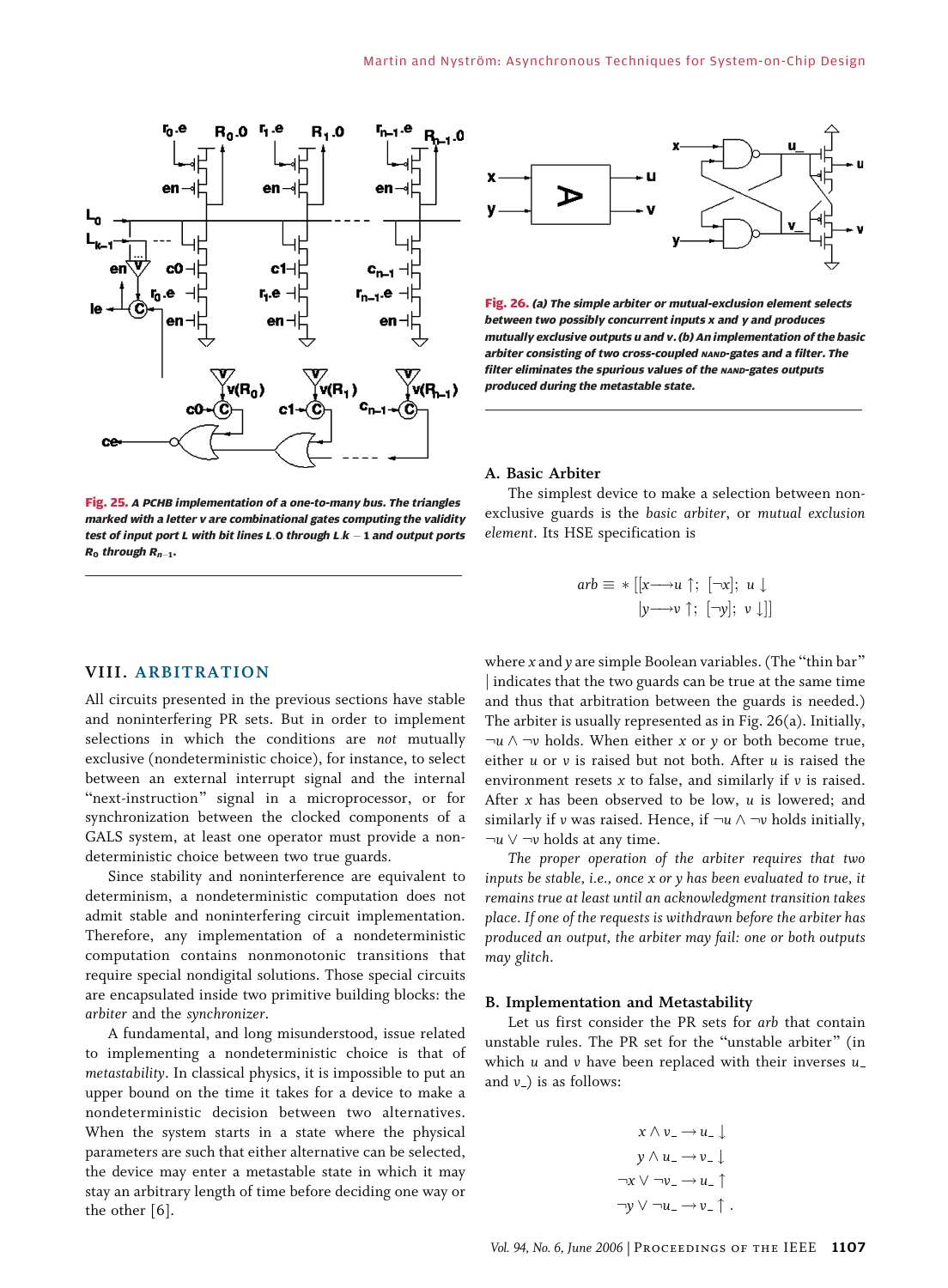Fig. 25. *A PCHB implementation of a one-to-many bus. The triangles marked with a letter v are combinational gates computing the validity test of input port L with bit lines L.0 through L.k − 1 and output ports $R_0$ through $R_{n-1}$.*

Fig. 26. *(a) The simple arbiter or mutual-exclusion element selects between two possibly concurrent inputs x and y and produces mutually exclusive outputs u and v. (b) An implementation of the basic arbiter consisting of two cross-coupled NAND-gates and a filter. The filter eliminates the spurious values of the NAND-gates outputs produced during the metastable state.*

## VIII. ARBITRATION

All circuits presented in the previous sections have stable and noninterfering PR sets. But in order to implement selections in which the conditions are *not* mutually exclusive (nondeterministic choice), for instance, to select between an external interrupt signal and the internal "next-instruction" signal in a microprocessor, or for synchronization between the clocked components of a GALS system, at least one operator must provide a nondeterministic choice between two true guards.

Since stability and noninterference are equivalent to determinism, a nondeterministic computation does not admit stable and noninterfering circuit implementation. Therefore, any implementation of a nondeterministic computation contains nonmonotonic transitions that require special nondigital solutions. Those special circuits are encapsulated inside two primitive building blocks: the *arbiter* and the *synchronizer*.

A fundamental, and long misunderstood, issue related to implementing a nondeterministic choice is that of *metastability*. In classical physics, it is impossible to put an upper bound on the time it takes for a device to make a nondeterministic decision between two alternatives. When the system starts in a state where the physical parameters are such that either alternative can be selected, the device may enter a metastable state in which it may stay an arbitrary length of time before deciding one way or the other [6].

### A. Basic Arbiter

The simplest device to make a selection between nonexclusive guards is the *basic arbiter*, or *mutual exclusion element*. Its HSE specification is

$$arb \equiv *[[x \longrightarrow u\uparrow;\ [\neg x];\ u\downarrow \\ |y \longrightarrow v\uparrow;\ [\neg y];\ v\downarrow]]$$

where $x$ and $y$ are simple Boolean variables. (The "thin bar" | indicates that the two guards can be true at the same time and thus that arbitration between the guards is needed.) The arbiter is usually represented as in Fig. 26(a). Initially, $\neg u \wedge \neg v$ holds. When either $x$ or $y$ or both become true, either $u$ or $v$ is raised but not both. After $u$ is raised the environment resets $x$ to false, and similarly if $v$ is raised. After $x$ has been observed to be low, $u$ is lowered; and similarly if $v$ was raised. Hence, if $\neg u \wedge \neg v$ holds initially, $\neg u \vee \neg v$ holds at any time.

*The proper operation of the arbiter requires that two inputs be stable, i.e., once x or y has been evaluated to true, it remains true at least until an acknowledgment transition takes place. If one of the requests is withdrawn before the arbiter has produced an output, the arbiter may fail: one or both outputs may glitch.*

### B. Implementation and Metastability

Let us first consider the PR sets for *arb* that contain unstable rules. The PR set for the "unstable arbiter" (in which $u$ and $v$ have been replaced with their inverses $u\_$ and $v\_$) is as follows:

$$\begin{aligned} x \wedge v\_ &\rightarrow u\_\downarrow \\ y \wedge u\_ &\rightarrow v\_\downarrow \\ \neg x \vee \neg v\_ &\rightarrow u\_\uparrow \\ \neg y \vee \neg u\_ &\rightarrow v\_\uparrow\,. \end{aligned}$$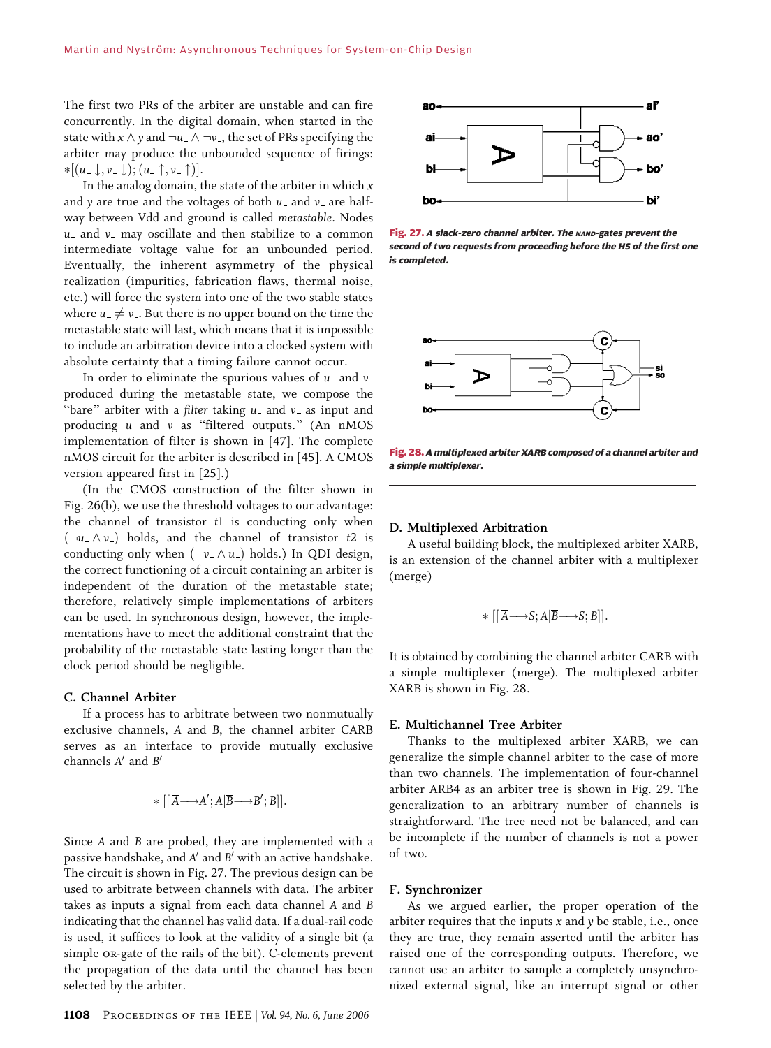The first two PRs of the arbiter are unstable and can fire concurrently. In the digital domain, when started in the state with $x \wedge y$ and $\neg u\_ \wedge \neg v\_$, the set of PRs specifying the arbiter may produce the unbounded sequence of firings: $*[(u\_\downarrow, v\_\downarrow); (u\_\uparrow, v\_\uparrow)]$.

In the analog domain, the state of the arbiter in which $x$ and $y$ are true and the voltages of both $u\_$ and $v\_$ are half-way between Vdd and ground is called *metastable*. Nodes $u\_$ and $v\_$ may oscillate and then stabilize to a common intermediate voltage value for an unbounded period. Eventually, the inherent asymmetry of the physical realization (impurities, fabrication flaws, thermal noise, etc.) will force the system into one of the two stable states where $u\_ \neq v\_$. But there is no upper bound on the time the metastable state will last, which means that it is impossible to include an arbitration device into a clocked system with absolute certainty that a timing failure cannot occur.

In order to eliminate the spurious values of $u\_$ and $v\_$ produced during the metastable state, we compose the "bare" arbiter with a *filter* taking $u\_$ and $v\_$ as input and producing $u$ and $v$ as "filtered outputs." (An nMOS implementation of filter is shown in [47]. The complete nMOS circuit for the arbiter is described in [45]. A CMOS version appeared first in [25].)

(In the CMOS construction of the filter shown in Fig. 26(b), we use the threshold voltages to our advantage: the channel of transistor $t1$ is conducting only when $(\neg u\_ \wedge v\_)$ holds, and the channel of transistor $t2$ is conducting only when $(\neg v\_ \wedge u\_)$ holds.) In QDI design, the correct functioning of a circuit containing an arbiter is independent of the duration of the metastable state; therefore, relatively simple implementations of arbiters can be used. In synchronous design, however, the implementations have to meet the additional constraint that the probability of the metastable state lasting longer than the clock period should be negligible.

### C. Channel Arbiter

If a process has to arbitrate between two nonmutually exclusive channels, $A$ and $B$, the channel arbiter CARB serves as an interface to provide mutually exclusive channels $A'$ and $B'$

$$* [[\overline{A} \longrightarrow A'; A | \overline{B} \longrightarrow B'; B]].$$

Since $A$ and $B$ are probed, they are implemented with a passive handshake, and $A'$ and $B'$ with an active handshake. The circuit is shown in Fig. 27. The previous design can be used to arbitrate between channels with data. The arbiter takes as inputs a signal from each data channel $A$ and $B$ indicating that the channel has valid data. If a dual-rail code is used, it suffices to look at the validity of a single bit (a simple OR-gate of the rails of the bit). C-elements prevent the propagation of the data until the channel has been selected by the arbiter.

**Fig. 27.** *A slack-zero channel arbiter. The NAND-gates prevent the second of two requests from proceeding before the HS of the first one is completed.*

**Fig. 28.** *A multiplexed arbiter XARB composed of a channel arbiter and a simple multiplexer.*

### D. Multiplexed Arbitration

A useful building block, the multiplexed arbiter XARB, is an extension of the channel arbiter with a multiplexer (merge)

$$* [[\overline{A} \longrightarrow S; A | \overline{B} \longrightarrow S; B]].$$

It is obtained by combining the channel arbiter CARB with a simple multiplexer (merge). The multiplexed arbiter XARB is shown in Fig. 28.

### E. Multichannel Tree Arbiter

Thanks to the multiplexed arbiter XARB, we can generalize the simple channel arbiter to the case of more than two channels. The implementation of four-channel arbiter ARB4 as an arbiter tree is shown in Fig. 29. The generalization to an arbitrary number of channels is straightforward. The tree need not be balanced, and can be incomplete if the number of channels is not a power of two.

### F. Synchronizer

As we argued earlier, the proper operation of the arbiter requires that the inputs $x$ and $y$ be stable, i.e., once they are true, they remain asserted until the arbiter has raised one of the corresponding outputs. Therefore, we cannot use an arbiter to sample a completely unsynchronized external signal, like an interrupt signal or other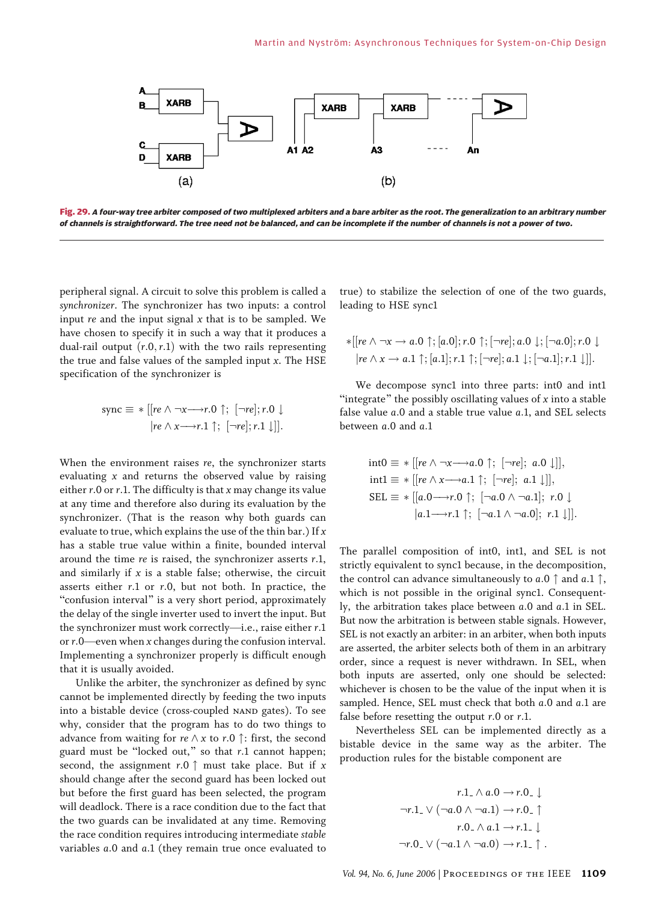**Fig. 29.** *A four-way tree arbiter composed of two multiplexed arbiters and a bare arbiter as the root. The generalization to an arbitrary number of channels is straightforward. The tree need not be balanced, and can be incomplete if the number of channels is not a power of two.*

peripheral signal. A circuit to solve this problem is called a *synchronizer*. The synchronizer has two inputs: a control input *re* and the input signal *x* that is to be sampled. We have chosen to specify it in such a way that it produces a dual-rail output $(r.0, r.1)$ with the two rails representing the true and false values of the sampled input *x*. The HSE specification of the synchronizer is

$$\text{sync} \equiv *[[re \wedge \neg x \longrightarrow r.0 \uparrow;\ [\neg re]; r.0 \downarrow \\ |re \wedge x \longrightarrow r.1 \uparrow;\ [\neg re]; r.1 \downarrow]].$$

When the environment raises *re*, the synchronizer starts evaluating *x* and returns the observed value by raising either $r.0$ or $r.1$. The difficulty is that *x* may change its value at any time and therefore also during its evaluation by the synchronizer. (That is the reason why both guards can evaluate to true, which explains the use of the thin bar.) If *x* has a stable true value within a finite, bounded interval around the time *re* is raised, the synchronizer asserts $r.1$, and similarly if *x* is a stable false; otherwise, the circuit asserts either $r.1$ or $r.0$, but not both. In practice, the "confusion interval" is a very short period, approximately the delay of the single inverter used to invert the input. But the synchronizer must work correctly—i.e., raise either $r.1$ or $r.0$—even when *x* changes during the confusion interval. Implementing a synchronizer properly is difficult enough that it is usually avoided.

Unlike the arbiter, the synchronizer as defined by sync cannot be implemented directly by feeding the two inputs into a bistable device (cross-coupled NAND gates). To see why, consider that the program has to do two things to advance from waiting for $re \wedge x$ to $r.0 \uparrow$: first, the second guard must be "locked out," so that $r.1$ cannot happen; second, the assignment $r.0 \uparrow$ must take place. But if *x* should change after the second guard has been locked out but before the first guard has been selected, the program will deadlock. There is a race condition due to the fact that the two guards can be invalidated at any time. Removing the race condition requires introducing intermediate *stable* variables $a.0$ and $a.1$ (they remain true once evaluated to true) to stabilize the selection of one of the two guards, leading to HSE sync1

$$*[[re \wedge \neg x \rightarrow a.0 \uparrow; [a.0]; r.0 \uparrow; [\neg re]; a.0 \downarrow; [\neg a.0]; r.0 \downarrow \\ |re \wedge x \rightarrow a.1 \uparrow; [a.1]; r.1 \uparrow; [\neg re]; a.1 \downarrow; [\neg a.1]; r.1 \downarrow]].$$

We decompose sync1 into three parts: int0 and int1 "integrate" the possibly oscillating values of *x* into a stable false value $a.0$ and a stable true value $a.1$, and SEL selects between $a.0$ and $a.1$

$$\begin{aligned}
\text{int0} &\equiv *[[re \wedge \neg x \longrightarrow a.0 \uparrow;\ [\neg re];\ a.0 \downarrow]],\\
\text{int1} &\equiv *[[re \wedge x \longrightarrow a.1 \uparrow;\ [\neg re];\ a.1 \downarrow]],\\
\text{SEL} &\equiv *[[a.0 \longrightarrow r.0 \uparrow;\ [\neg a.0 \wedge \neg a.1];\ r.0 \downarrow \\
&\qquad |a.1 \longrightarrow r.1 \uparrow;\ [\neg a.1 \wedge \neg a.0];\ r.1 \downarrow]].
\end{aligned}$$

The parallel composition of int0, int1, and SEL is not strictly equivalent to sync1 because, in the decomposition, the control can advance simultaneously to $a.0 \uparrow$ and $a.1 \uparrow$, which is not possible in the original sync1. Consequently, the arbitration takes place between $a.0$ and $a.1$ in SEL. But now the arbitration is between stable signals. However, SEL is not exactly an arbiter: in an arbiter, when both inputs are asserted, the arbiter selects both of them in an arbitrary order, since a request is never withdrawn. In SEL, when both inputs are asserted, only one should be selected: whichever is chosen to be the value of the input when it is sampled. Hence, SEL must check that both $a.0$ and $a.1$ are false before resetting the output $r.0$ or $r.1$.

Nevertheless SEL can be implemented directly as a bistable device in the same way as the arbiter. The production rules for the bistable component are

$$\begin{aligned}
r.1\_ \wedge a.0 &\rightarrow r.0\_ \downarrow\\
\neg r.1\_ \vee (\neg a.0 \wedge \neg a.1) &\rightarrow r.0\_ \uparrow\\
r.0\_ \wedge a.1 &\rightarrow r.1\_ \downarrow\\
\neg r.0\_ \vee (\neg a.1 \wedge \neg a.0) &\rightarrow r.1\_ \uparrow .
\end{aligned}$$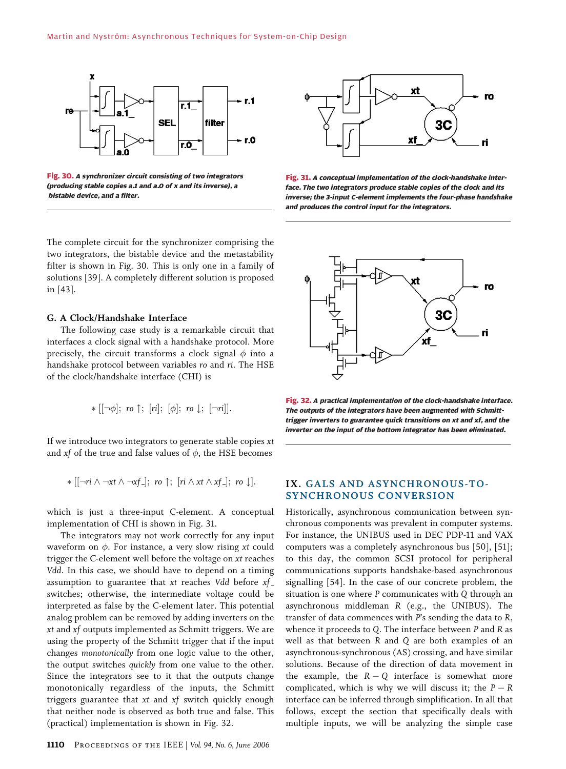Fig. 30. *A synchronizer circuit consisting of two integrators (producing stable copies a.1 and a.0 of x and its inverse), a bistable device, and a filter.*

Fig. 31. *A conceptual implementation of the clock-handshake interface. The two integrators produce stable copies of the clock and its inverse; the 3-input C-element implements the four-phase handshake and produces the control input for the integrators.*

The complete circuit for the synchronizer comprising the two integrators, the bistable device and the metastability filter is shown in Fig. 30. This is only one in a family of solutions [39]. A completely different solution is proposed in [43].

### G. A Clock/Handshake Interface

The following case study is a remarkable circuit that interfaces a clock signal with a handshake protocol. More precisely, the circuit transforms a clock signal $\phi$ into a handshake protocol between variables *ro* and *ri*. The HSE of the clock/handshake interface (CHI) is

$$*[[\neg\phi];\ ro\uparrow;\ [ri];\ [\phi];\ ro\downarrow;\ [\neg ri]].$$

If we introduce two integrators to generate stable copies *xt* and *xf* of the true and false values of $\phi$, the HSE becomes

$$*[[\neg ri \wedge \neg xt \wedge \neg xf\_];\ ro\uparrow;\ [ri \wedge xt \wedge xf\_];\ ro\downarrow].$$

which is just a three-input C-element. A conceptual implementation of CHI is shown in Fig. 31.

The integrators may not work correctly for any input waveform on $\phi$. For instance, a very slow rising *xt* could trigger the C-element well before the voltage on *xt* reaches *Vdd*. In this case, we should have to depend on a timing assumption to guarantee that *xt* reaches *Vdd* before *xf_* switches; otherwise, the intermediate voltage could be interpreted as false by the C-element later. This potential analog problem can be removed by adding inverters on the *xt* and *xf* outputs implemented as Schmitt triggers. We are using the property of the Schmitt trigger that if the input changes *monotonically* from one logic value to the other, the output switches *quickly* from one value to the other. Since the integrators see to it that the outputs change monotonically regardless of the inputs, the Schmitt triggers guarantee that *xt* and *xf* switch quickly enough that neither node is observed as both true and false. This (practical) implementation is shown in Fig. 32.

Fig. 32. *A practical implementation of the clock-handshake interface. The outputs of the integrators have been augmented with Schmitt-trigger inverters to guarantee quick transitions on xt and xf, and the inverter on the input of the bottom integrator has been eliminated.*

## IX. GALS AND ASYNCHRONOUS-TO-SYNCHRONOUS CONVERSION

Historically, asynchronous communication between synchronous components was prevalent in computer systems. For instance, the UNIBUS used in DEC PDP-11 and VAX computers was a completely asynchronous bus [50], [51]; to this day, the common SCSI protocol for peripheral communications supports handshake-based asynchronous signalling [54]. In the case of our concrete problem, the situation is one where *P* communicates with *Q* through an asynchronous middleman *R* (e.g., the UNIBUS). The transfer of data commences with *P*'s sending the data to *R*, whence it proceeds to *Q*. The interface between *P* and *R* as well as that between *R* and *Q* are both examples of an asynchronous-synchronous (AS) crossing, and have similar solutions. Because of the direction of data movement in the example, the $R-Q$ interface is somewhat more complicated, which is why we will discuss it; the $P-R$ interface can be inferred through simplification. In all that follows, except the section that specifically deals with multiple inputs, we will be analyzing the simple case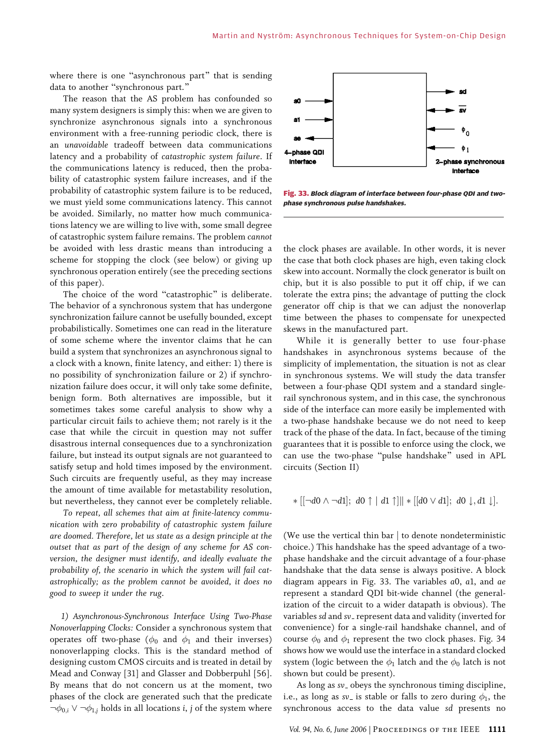where there is one "asynchronous part" that is sending data to another "synchronous part."

The reason that the AS problem has confounded so many system designers is simply this: when we are given to synchronize asynchronous signals into a synchronous environment with a free-running periodic clock, there is an *unavoidable* tradeoff between data communications latency and a probability of *catastrophic system failure*. If the communications latency is reduced, then the probability of catastrophic system failure increases, and if the probability of catastrophic system failure is to be reduced, we must yield some communications latency. This cannot be avoided. Similarly, no matter how much communications latency we are willing to live with, some small degree of catastrophic system failure remains. The problem *cannot* be avoided with less drastic means than introducing a scheme for stopping the clock (see below) or giving up synchronous operation entirely (see the preceding sections of this paper).

The choice of the word "catastrophic" is deliberate. The behavior of a synchronous system that has undergone synchronization failure cannot be usefully bounded, except probabilistically. Sometimes one can read in the literature of some scheme where the inventor claims that he can build a system that synchronizes an asynchronous signal to a clock with a known, finite latency, and either: 1) there is no possibility of synchronization failure or 2) if synchronization failure does occur, it will only take some definite, benign form. Both alternatives are impossible, but it sometimes takes some careful analysis to show why a particular circuit fails to achieve them; not rarely is it the case that while the circuit in question may not suffer disastrous internal consequences due to a synchronization failure, but instead its output signals are not guaranteed to satisfy setup and hold times imposed by the environment. Such circuits are frequently useful, as they may increase the amount of time available for metastability resolution, but nevertheless, they cannot ever be completely reliable.

*To repeat, all schemes that aim at finite-latency communication with zero probability of catastrophic system failure are doomed. Therefore, let us state as a design principle at the outset that as part of the design of any scheme for AS conversion, the designer must identify, and ideally evaluate the probability of, the scenario in which the system will fail catastrophically; as the problem cannot be avoided, it does no good to sweep it under the rug.*

*1) Asynchronous-Synchronous Interface Using Two-Phase Nonoverlapping Clocks:* Consider a synchronous system that operates off two-phase ($\phi_0$ and $\phi_1$ and their inverses) nonoverlapping clocks. This is the standard method of designing custom CMOS circuits and is treated in detail by Mead and Conway [31] and Glasser and Dobberpuhl [56]. By means that do not concern us at the moment, two phases of the clock are generated such that the predicate $\neg\phi_{0,i} \vee \neg\phi_{1,j}$ holds in all locations $i, j$ of the system where the clock phases are available. In other words, it is never the case that both clock phases are high, even taking clock skew into account. Normally the clock generator is built on chip, but it is also possible to put it off chip, if we can tolerate the extra pins; the advantage of putting the clock generator off chip is that we can adjust the nonoverlap time between the phases to compensate for unexpected skews in the manufactured part.

**Fig. 33.** *Block diagram of interface between four-phase QDI and two-phase synchronous pulse handshakes.*

While it is generally better to use four-phase handshakes in asynchronous systems because of the simplicity of implementation, the situation is not as clear in synchronous systems. We will study the data transfer between a four-phase QDI system and a standard single-rail synchronous system, and in this case, the synchronous side of the interface can more easily be implemented with a two-phase handshake because we do not need to keep track of the phase of the data. In fact, because of the timing guarantees that it is possible to enforce using the clock, we can use the two-phase "pulse handshake" used in APL circuits (Section II)

$$* [[\neg d0 \wedge \neg d1];\ d0\uparrow \mid d1\uparrow] \| * [[d0 \vee d1];\ d0\downarrow, d1\downarrow].$$

(We use the vertical thin bar | to denote nondeterministic choice.) This handshake has the speed advantage of a two-phase handshake and the circuit advantage of a four-phase handshake that the data sense is always positive. A block diagram appears in Fig. 33. The variables $a0$, $a1$, and $ae$ represent a standard QDI bit-wide channel (the generalization of the circuit to a wider datapath is obvious). The variables $sd$ and $sv\_$ represent data and validity (inverted for convenience) for a single-rail handshake channel, and of course $\phi_0$ and $\phi_1$ represent the two clock phases. Fig. 34 shows how we would use the interface in a standard clocked system (logic between the $\phi_1$ latch and the $\phi_0$ latch is not shown but could be present).

As long as $sv\_$ obeys the synchronous timing discipline, i.e., as long as $sv\_$ is stable or falls to zero during $\phi_1$, the synchronous access to the data value $sd$ presents no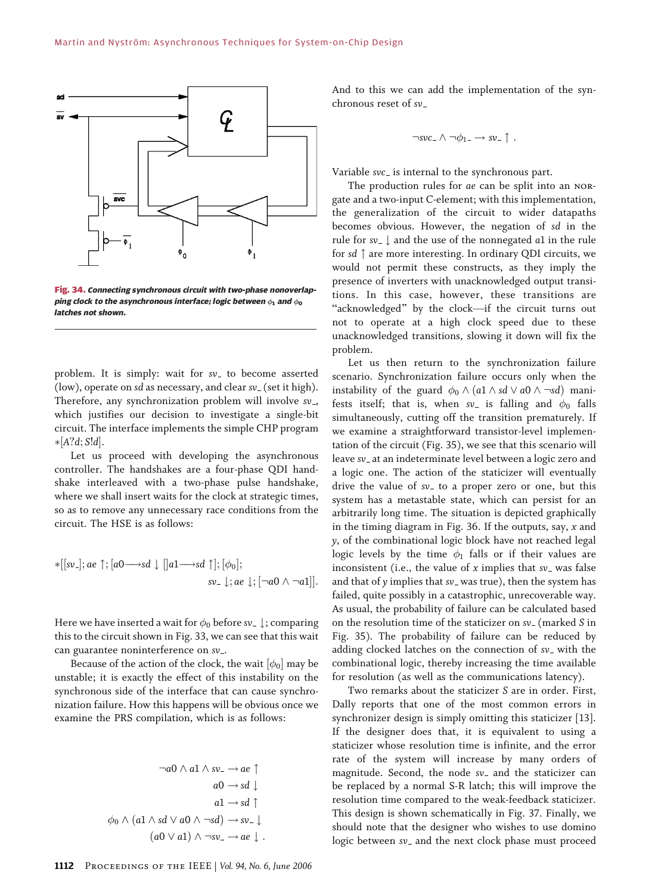Fig. 34. *Connecting synchronous circuit with two-phase nonoverlapping clock to the asynchronous interface; logic between $\phi_1$ and $\phi_0$ latches not shown.*

problem. It is simply: wait for $sv\_$ to become asserted (low), operate on $sd$ as necessary, and clear $sv\_$ (set it high). Therefore, any synchronization problem will involve $sv\_$, which justifies our decision to investigate a single-bit circuit. The interface implements the simple CHP program $*[A?d; S!d]$.

Let us proceed with developing the asynchronous controller. The handshakes are a four-phase QDI handshake interleaved with a two-phase pulse handshake, where we shall insert waits for the clock at strategic times, so as to remove any unnecessary race conditions from the circuit. The HSE is as follows:

$$*[[sv\_]; ae\uparrow; [a0 \longrightarrow sd\downarrow \,[]\, a1 \longrightarrow sd\uparrow]; [\phi_0]; sv\_\downarrow; ae\downarrow; [\neg a0 \wedge \neg a1]].$$

Here we have inserted a wait for $\phi_0$ before $sv\_\downarrow$; comparing this to the circuit shown in Fig. 33, we can see that this wait can guarantee noninterference on $sv\_$.

Because of the action of the clock, the wait $[\phi_0]$ may be unstable; it is exactly the effect of this instability on the synchronous side of the interface that can cause synchronization failure. How this happens will be obvious once we examine the PRS compilation, which is as follows:

$$
\begin{aligned}
\neg a0 \wedge a1 \wedge sv\_ &\rightarrow ae\uparrow \\
a0 &\rightarrow sd\downarrow \\
a1 &\rightarrow sd\uparrow \\
\phi_0 \wedge (a1 \wedge sd \vee a0 \wedge \neg sd) &\rightarrow sv\_\downarrow \\
(a0 \vee a1) \wedge \neg sv\_ &\rightarrow ae\downarrow .
\end{aligned}
$$

And to this we can add the implementation of the synchronous reset of $sv\_$

$$\neg svc\_ \wedge \neg \phi_{1}\_ \rightarrow sv\_\uparrow .$$

Variable $svc\_$ is internal to the synchronous part.

The production rules for $ae$ can be split into an NOR-gate and a two-input C-element; with this implementation, the generalization of the circuit to wider datapaths becomes obvious. However, the negation of $sd$ in the rule for $sv\_\downarrow$ and the use of the nonnegated $a1$ in the rule for $sd\uparrow$ are more interesting. In ordinary QDI circuits, we would not permit these constructs, as they imply the presence of inverters with unacknowledged output transitions. In this case, however, these transitions are "acknowledged" by the clock—if the circuit turns out not to operate at a high clock speed due to these unacknowledged transitions, slowing it down will fix the problem.

Let us then return to the synchronization failure scenario. Synchronization failure occurs only when the instability of the guard $\phi_0 \wedge (a1 \wedge sd \vee a0 \wedge \neg sd)$ manifests itself; that is, when $sv\_$ is falling and $\phi_0$ falls simultaneously, cutting off the transition prematurely. If we examine a straightforward transistor-level implementation of the circuit (Fig. 35), we see that this scenario will leave $sv\_$ at an indeterminate level between a logic zero and a logic one. The action of the staticizer will eventually drive the value of $sv\_$ to a proper zero or one, but this system has a metastable state, which can persist for an arbitrarily long time. The situation is depicted graphically in the timing diagram in Fig. 36. If the outputs, say, $x$ and $y$, of the combinational logic block have not reached legal logic levels by the time $\phi_1$ falls or if their values are inconsistent (i.e., the value of $x$ implies that $sv\_$ was false and that of $y$ implies that $sv\_$ was true), then the system has failed, quite possibly in a catastrophic, unrecoverable way. As usual, the probability of failure can be calculated based on the resolution time of the staticizer on $sv\_$ (marked $S$ in Fig. 35). The probability of failure can be reduced by adding clocked latches on the connection of $sv\_$ with the combinational logic, thereby increasing the time available for resolution (as well as the communications latency).

Two remarks about the staticizer $S$ are in order. First, Dally reports that one of the most common errors in synchronizer design is simply omitting this staticizer [13]. If the designer does that, it is equivalent to using a staticizer whose resolution time is infinite, and the error rate of the system will increase by many orders of magnitude. Second, the node $sv\_$ and the staticizer can be replaced by a normal S-R latch; this will improve the resolution time compared to the weak-feedback staticizer. This design is shown schematically in Fig. 37. Finally, we should note that the designer who wishes to use domino logic between $sv\_$ and the next clock phase must proceed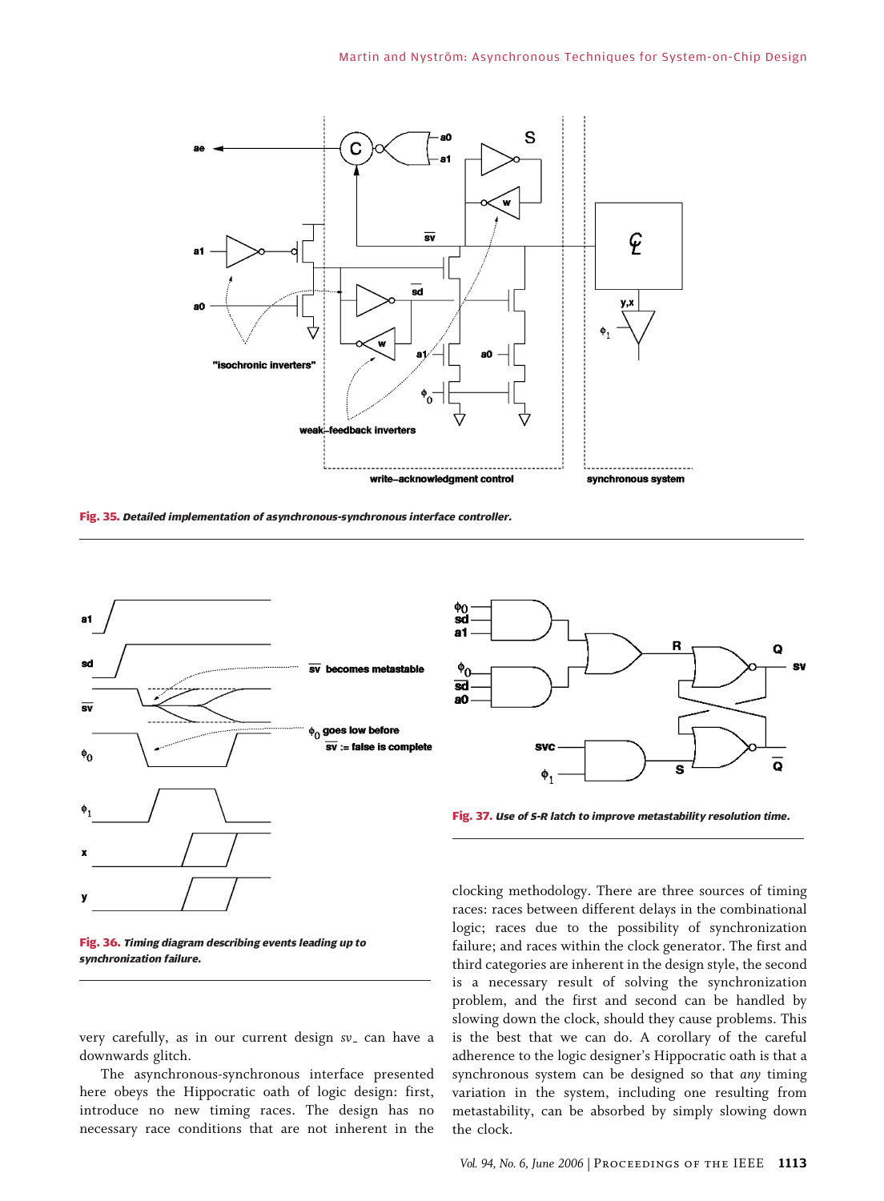Fig. 35. *Detailed implementation of asynchronous-synchronous interface controller.*

Fig. 36. *Timing diagram describing events leading up to synchronization failure.*

Fig. 37. *Use of S-R latch to improve metastability resolution time.*

very carefully, as in our current design $sv_-$ can have a downwards glitch.

The asynchronous-synchronous interface presented here obeys the Hippocratic oath of logic design: first, introduce no new timing races. The design has no necessary race conditions that are not inherent in the clocking methodology. There are three sources of timing races: races between different delays in the combinational logic; races due to the possibility of synchronization failure; and races within the clock generator. The first and third categories are inherent in the design style, the second is a necessary result of solving the synchronization problem, and the first and second can be handled by slowing down the clock, should they cause problems. This is the best that we can do. A corollary of the careful adherence to the logic designer's Hippocratic oath is that a synchronous system can be designed so that *any* timing variation in the system, including one resulting from metastability, can be absorbed by simply slowing down the clock.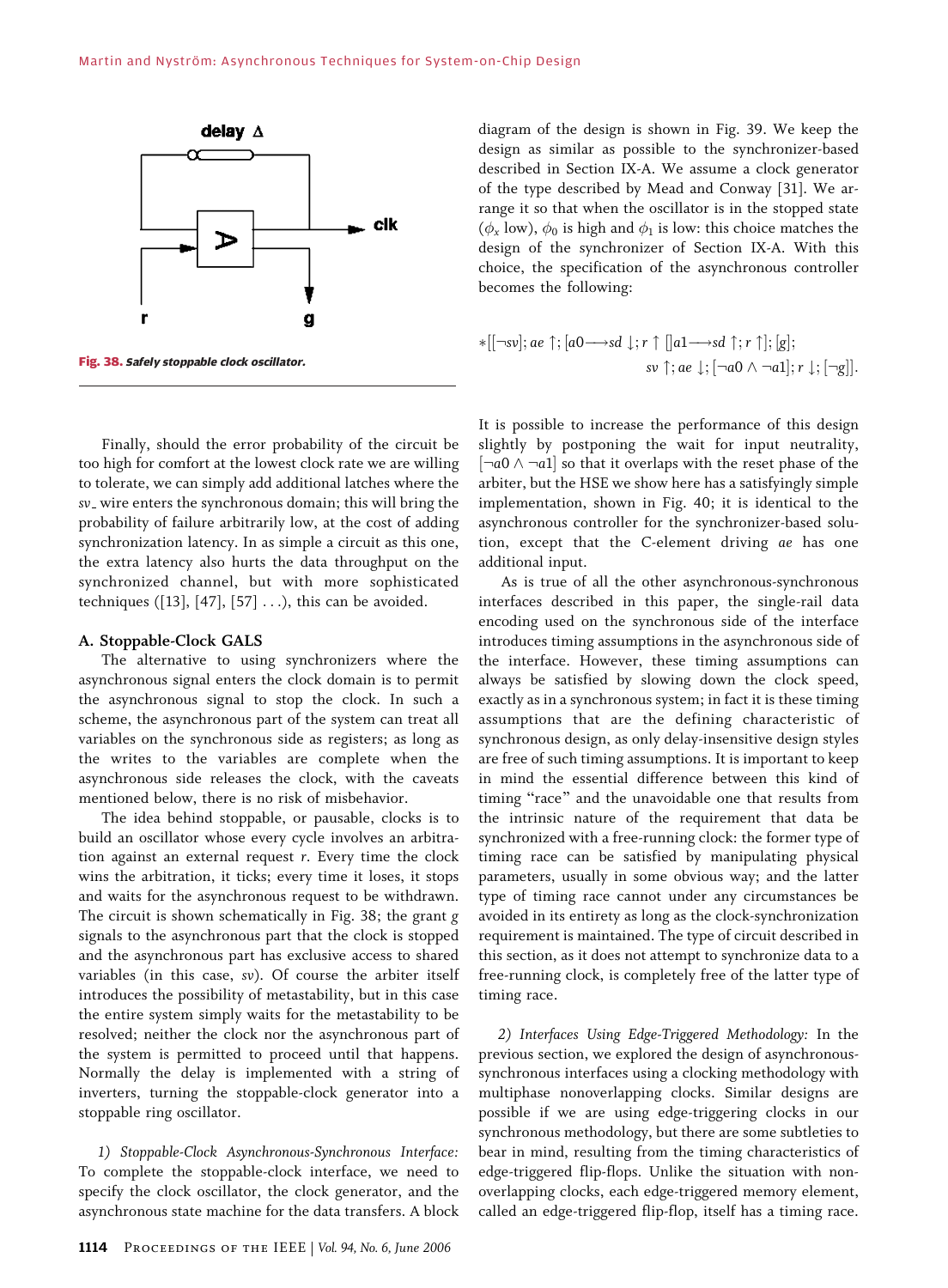delay Δ

clk

r

g

Fig. 38. *Safely stoppable clock oscillator.*

Finally, should the error probability of the circuit be too high for comfort at the lowest clock rate we are willing to tolerate, we can simply add additional latches where the $sv\_$ wire enters the synchronous domain; this will bring the probability of failure arbitrarily low, at the cost of adding synchronization latency. In as simple a circuit as this one, the extra latency also hurts the data throughput on the synchronized channel, but with more sophisticated techniques ([13], [47], [57] ...), this can be avoided.

### A. Stoppable-Clock GALS

The alternative to using synchronizers where the asynchronous signal enters the clock domain is to permit the asynchronous signal to stop the clock. In such a scheme, the asynchronous part of the system can treat all variables on the synchronous side as registers; as long as the writes to the variables are complete when the asynchronous side releases the clock, with the caveats mentioned below, there is no risk of misbehavior.

The idea behind stoppable, or pausable, clocks is to build an oscillator whose every cycle involves an arbitration against an external request $r$. Every time the clock wins the arbitration, it ticks; every time it loses, it stops and waits for the asynchronous request to be withdrawn. The circuit is shown schematically in Fig. 38; the grant $g$ signals to the asynchronous part that the clock is stopped and the asynchronous part has exclusive access to shared variables (in this case, $sv$). Of course the arbiter itself introduces the possibility of metastability, but in this case the entire system simply waits for the metastability to be resolved; neither the clock nor the asynchronous part of the system is permitted to proceed until that happens. Normally the delay is implemented with a string of inverters, turning the stoppable-clock generator into a stoppable ring oscillator.

*1) Stoppable-Clock Asynchronous-Synchronous Interface:* To complete the stoppable-clock interface, we need to specify the clock oscillator, the clock generator, and the asynchronous state machine for the data transfers. A block diagram of the design is shown in Fig. 39. We keep the design as similar as possible to the synchronizer-based described in Section IX-A. We assume a clock generator of the type described by Mead and Conway [31]. We arrange it so that when the oscillator is in the stopped state ($\phi_x$ low), $\phi_0$ is high and $\phi_1$ is low: this choice matches the design of the synchronizer of Section IX-A. With this choice, the specification of the asynchronous controller becomes the following:

$$*[[\neg sv]; ae\uparrow; [a0 \longrightarrow sd\downarrow; r\uparrow \,[]\, a1 \longrightarrow sd\uparrow; r\uparrow]; [g]; \\ sv\uparrow; ae\downarrow; [\neg a0 \wedge \neg a1]; r\downarrow; [\neg g]].$$

It is possible to increase the performance of this design slightly by postponing the wait for input neutrality, $[\neg a0 \wedge \neg a1]$ so that it overlaps with the reset phase of the arbiter, but the HSE we show here has a satisfyingly simple implementation, shown in Fig. 40; it is identical to the asynchronous controller for the synchronizer-based solution, except that the C-element driving $ae$ has one additional input.

As is true of all the other asynchronous-synchronous interfaces described in this paper, the single-rail data encoding used on the synchronous side of the interface introduces timing assumptions in the asynchronous side of the interface. However, these timing assumptions can always be satisfied by slowing down the clock speed, exactly as in a synchronous system; in fact it is these timing assumptions that are the defining characteristic of synchronous design, as only delay-insensitive design styles are free of such timing assumptions. It is important to keep in mind the essential difference between this kind of timing "race" and the unavoidable one that results from the intrinsic nature of the requirement that data be synchronized with a free-running clock: the former type of timing race can be satisfied by manipulating physical parameters, usually in some obvious way; and the latter type of timing race cannot under any circumstances be avoided in its entirety as long as the clock-synchronization requirement is maintained. The type of circuit described in this section, as it does not attempt to synchronize data to a free-running clock, is completely free of the latter type of timing race.

*2) Interfaces Using Edge-Triggered Methodology:* In the previous section, we explored the design of asynchronous-synchronous interfaces using a clocking methodology with multiphase nonoverlapping clocks. Similar designs are possible if we are using edge-triggering clocks in our synchronous methodology, but there are some subtleties to bear in mind, resulting from the timing characteristics of edge-triggered flip-flops. Unlike the situation with nonoverlapping clocks, each edge-triggered memory element, called an edge-triggered flip-flop, itself has a timing race.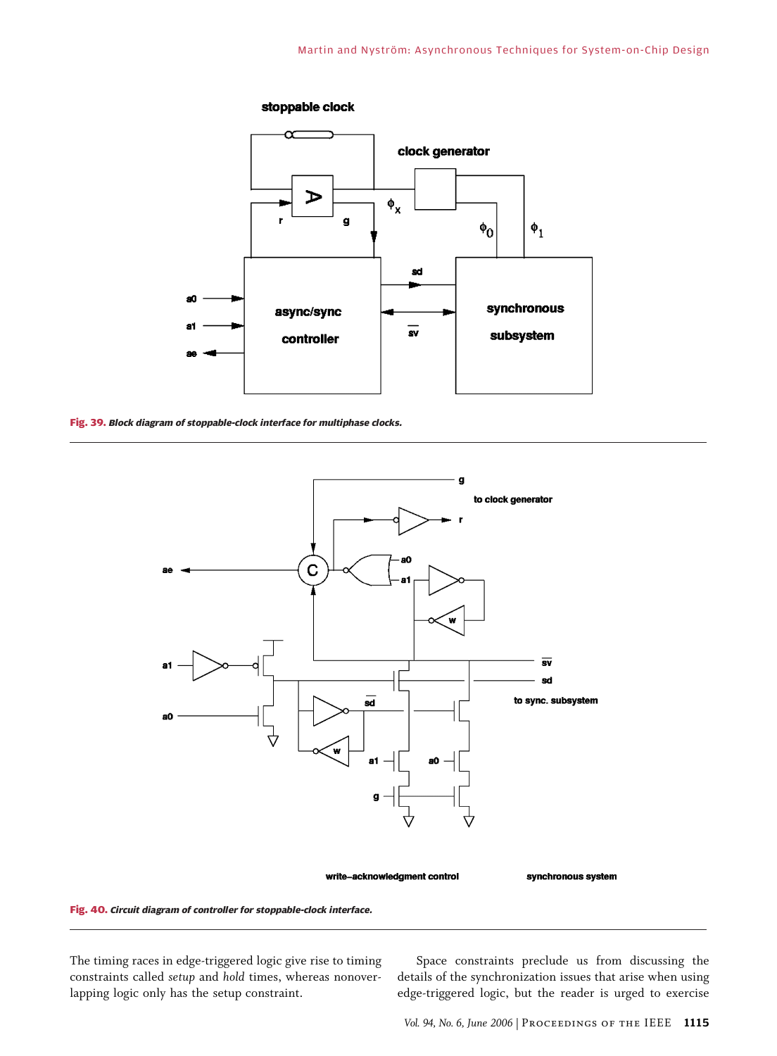**Fig. 39.** *Block diagram of stoppable-clock interface for multiphase clocks.*

**Fig. 40.** *Circuit diagram of controller for stoppable-clock interface.*

The timing races in edge-triggered logic give rise to timing constraints called *setup* and *hold* times, whereas nonoverlapping logic only has the setup constraint.

Space constraints preclude us from discussing the details of the synchronization issues that arise when using edge-triggered logic, but the reader is urged to exercise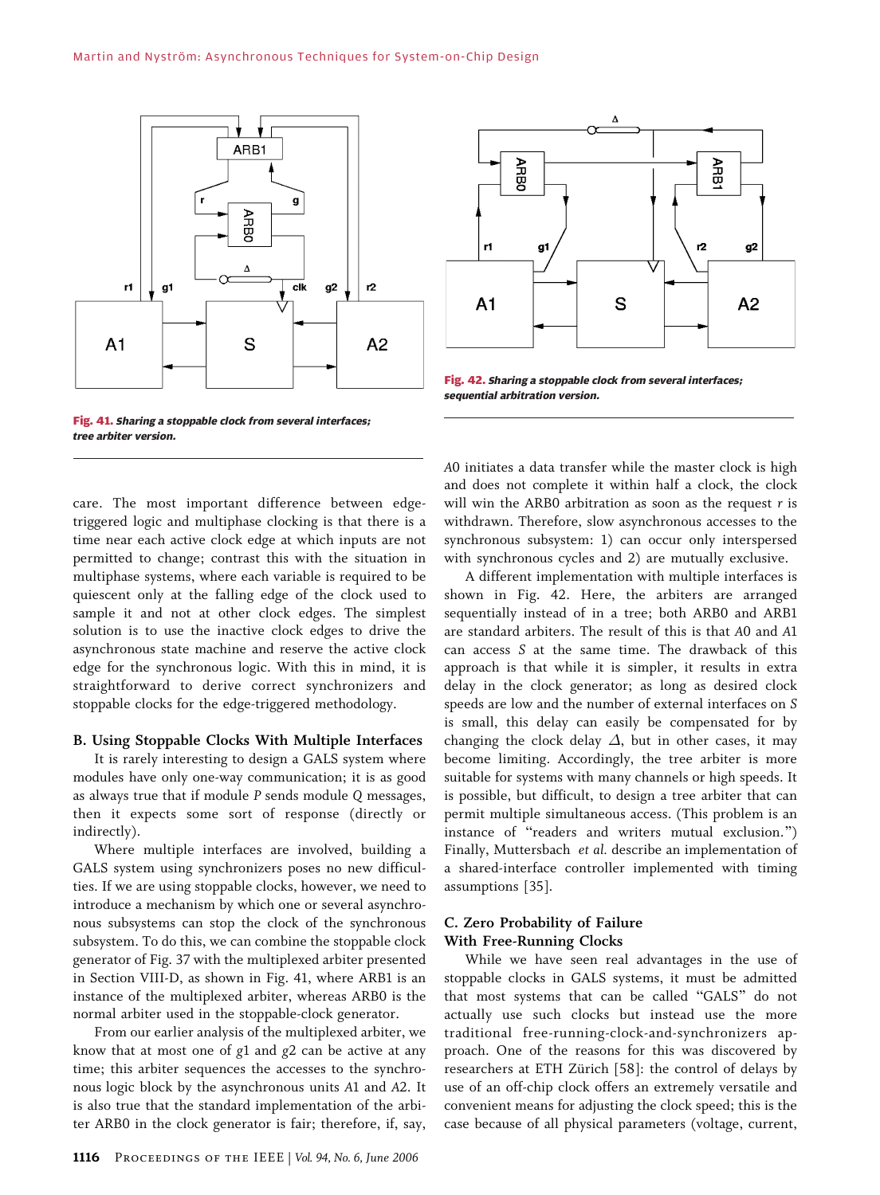Fig. 41. *Sharing a stoppable clock from several interfaces; tree arbiter version.*

Fig. 42. *Sharing a stoppable clock from several interfaces; sequential arbitration version.*

care. The most important difference between edge-triggered logic and multiphase clocking is that there is a time near each active clock edge at which inputs are not permitted to change; contrast this with the situation in multiphase systems, where each variable is required to be quiescent only at the falling edge of the clock used to sample it and not at other clock edges. The simplest solution is to use the inactive clock edges to drive the asynchronous state machine and reserve the active clock edge for the synchronous logic. With this in mind, it is straightforward to derive correct synchronizers and stoppable clocks for the edge-triggered methodology.

## B. Using Stoppable Clocks With Multiple Interfaces

It is rarely interesting to design a GALS system where modules have only one-way communication; it is as good as always true that if module *P* sends module *Q* messages, then it expects some sort of response (directly or indirectly).

Where multiple interfaces are involved, building a GALS system using synchronizers poses no new difficulties. If we are using stoppable clocks, however, we need to introduce a mechanism by which one or several asynchronous subsystems can stop the clock of the synchronous subsystem. To do this, we can combine the stoppable clock generator of Fig. 37 with the multiplexed arbiter presented in Section VIII-D, as shown in Fig. 41, where ARB1 is an instance of the multiplexed arbiter, whereas ARB0 is the normal arbiter used in the stoppable-clock generator.

From our earlier analysis of the multiplexed arbiter, we know that at most one of $g1$ and $g2$ can be active at any time; this arbiter sequences the accesses to the synchronous logic block by the asynchronous units *A*1 and *A*2. It is also true that the standard implementation of the arbiter ARB0 in the clock generator is fair; therefore, if, say, *A*0 initiates a data transfer while the master clock is high and does not complete it within half a clock, the clock will win the ARB0 arbitration as soon as the request $r$ is withdrawn. Therefore, slow asynchronous accesses to the synchronous subsystem: 1) can occur only interspersed with synchronous cycles and 2) are mutually exclusive.

A different implementation with multiple interfaces is shown in Fig. 42. Here, the arbiters are arranged sequentially instead of in a tree; both ARB0 and ARB1 are standard arbiters. The result of this is that *A*0 and *A*1 can access *S* at the same time. The drawback of this approach is that while it is simpler, it results in extra delay in the clock generator; as long as desired clock speeds are low and the number of external interfaces on *S* is small, this delay can easily be compensated for by changing the clock delay $\Delta$, but in other cases, it may become limiting. Accordingly, the tree arbiter is more suitable for systems with many channels or high speeds. It is possible, but difficult, to design a tree arbiter that can permit multiple simultaneous access. (This problem is an instance of "readers and writers mutual exclusion.") Finally, Muttersbach *et al.* describe an implementation of a shared-interface controller implemented with timing assumptions [35].

## C. Zero Probability of Failure With Free-Running Clocks

While we have seen real advantages in the use of stoppable clocks in GALS systems, it must be admitted that most systems that can be called "GALS" do not actually use such clocks but instead use the more traditional free-running-clock-and-synchronizers approach. One of the reasons for this was discovered by researchers at ETH Zürich [58]: the control of delays by use of an off-chip clock offers an extremely versatile and convenient means for adjusting the clock speed; this is the case because of all physical parameters (voltage, current,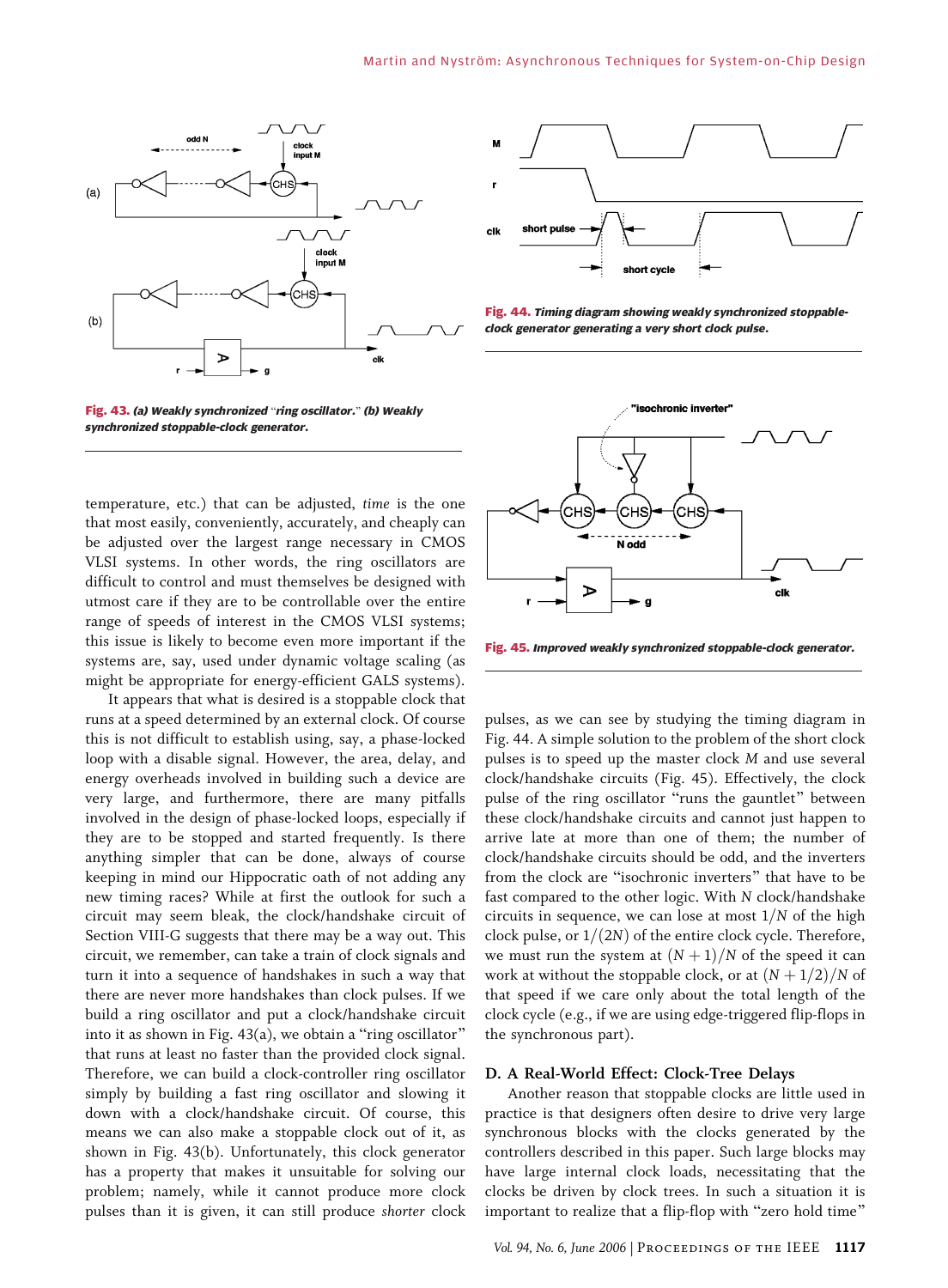Fig. 43. *(a) Weakly synchronized "ring oscillator." (b) Weakly synchronized stoppable-clock generator.*

Fig. 44. *Timing diagram showing weakly synchronized stoppable-clock generator generating a very short clock pulse.*

Fig. 45. *Improved weakly synchronized stoppable-clock generator.*

temperature, etc.) that can be adjusted, *time* is the one that most easily, conveniently, accurately, and cheaply can be adjusted over the largest range necessary in CMOS VLSI systems. In other words, the ring oscillators are difficult to control and must themselves be designed with utmost care if they are to be controllable over the entire range of speeds of interest in the CMOS VLSI systems; this issue is likely to become even more important if the systems are, say, used under dynamic voltage scaling (as might be appropriate for energy-efficient GALS systems).

It appears that what is desired is a stoppable clock that runs at a speed determined by an external clock. Of course this is not difficult to establish using, say, a phase-locked loop with a disable signal. However, the area, delay, and energy overheads involved in building such a device are very large, and furthermore, there are many pitfalls involved in the design of phase-locked loops, especially if they are to be stopped and started frequently. Is there anything simpler that can be done, always of course keeping in mind our Hippocratic oath of not adding any new timing races? While at first the outlook for such a circuit may seem bleak, the clock/handshake circuit of Section VIII-G suggests that there may be a way out. This circuit, we remember, can take a train of clock signals and turn it into a sequence of handshakes in such a way that there are never more handshakes than clock pulses. If we build a ring oscillator and put a clock/handshake circuit into it as shown in Fig. 43(a), we obtain a "ring oscillator" that runs at least no faster than the provided clock signal. Therefore, we can build a clock-controller ring oscillator simply by building a fast ring oscillator and slowing it down with a clock/handshake circuit. Of course, this means we can also make a stoppable clock out of it, as shown in Fig. 43(b). Unfortunately, this clock generator has a property that makes it unsuitable for solving our problem; namely, while it cannot produce more clock pulses than it is given, it can still produce *shorter* clock pulses, as we can see by studying the timing diagram in Fig. 44. A simple solution to the problem of the short clock pulses is to speed up the master clock $M$ and use several clock/handshake circuits (Fig. 45). Effectively, the clock pulse of the ring oscillator "runs the gauntlet" between these clock/handshake circuits and cannot just happen to arrive late at more than one of them; the number of clock/handshake circuits should be odd, and the inverters from the clock are "isochronic inverters" that have to be fast compared to the other logic. With $N$ clock/handshake circuits in sequence, we can lose at most $1/N$ of the high clock pulse, or $1/(2N)$ of the entire clock cycle. Therefore, we must run the system at $(N+1)/N$ of the speed it can work at without the stoppable clock, or at $(N+1/2)/N$ of that speed if we care only about the total length of the clock cycle (e.g., if we are using edge-triggered flip-flops in the synchronous part).

## D. A Real-World Effect: Clock-Tree Delays

Another reason that stoppable clocks are little used in practice is that designers often desire to drive very large synchronous blocks with the clocks generated by the controllers described in this paper. Such large blocks may have large internal clock loads, necessitating that the clocks be driven by clock trees. In such a situation it is important to realize that a flip-flop with "zero hold time"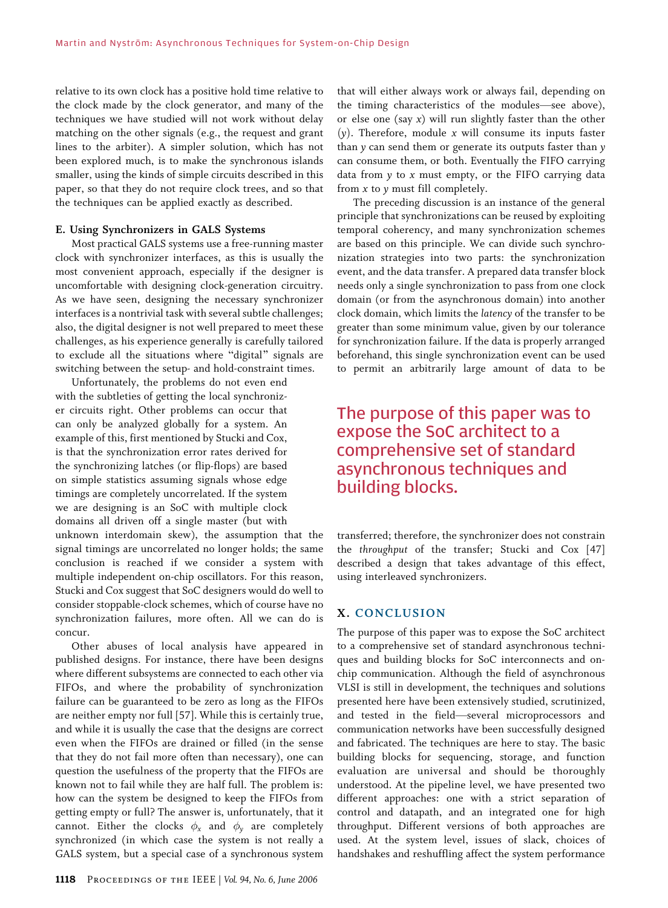relative to its own clock has a positive hold time relative to the clock made by the clock generator, and many of the techniques we have studied will not work without delay matching on the other signals (e.g., the request and grant lines to the arbiter). A simpler solution, which has not been explored much, is to make the synchronous islands smaller, using the kinds of simple circuits described in this paper, so that they do not require clock trees, and so that the techniques can be applied exactly as described.

### E. Using Synchronizers in GALS Systems

Most practical GALS systems use a free-running master clock with synchronizer interfaces, as this is usually the most convenient approach, especially if the designer is uncomfortable with designing clock-generation circuitry. As we have seen, designing the necessary synchronizer interfaces is a nontrivial task with several subtle challenges; also, the digital designer is not well prepared to meet these challenges, as his experience generally is carefully tailored to exclude all the situations where "digital" signals are switching between the setup- and hold-constraint times.

Unfortunately, the problems do not even end with the subtleties of getting the local synchronizer circuits right. Other problems can occur that can only be analyzed globally for a system. An example of this, first mentioned by Stucki and Cox, is that the synchronization error rates derived for the synchronizing latches (or flip-flops) are based on simple statistics assuming signals whose edge timings are completely uncorrelated. If the system we are designing is an SoC with multiple clock domains all driven off a single master (but with unknown interdomain skew), the assumption that the signal timings are uncorrelated no longer holds; the same conclusion is reached if we consider a system with multiple independent on-chip oscillators. For this reason, Stucki and Cox suggest that SoC designers would do well to consider stoppable-clock schemes, which of course have no synchronization failures, more often. All we can do is concur.

Other abuses of local analysis have appeared in published designs. For instance, there have been designs where different subsystems are connected to each other via FIFOs, and where the probability of synchronization failure can be guaranteed to be zero as long as the FIFOs are neither empty nor full [57]. While this is certainly true, and while it is usually the case that the designs are correct even when the FIFOs are drained or filled (in the sense that they do not fail more often than necessary), one can question the usefulness of the property that the FIFOs are known not to fail while they are half full. The problem is: how can the system be designed to keep the FIFOs from getting empty or full? The answer is, unfortunately, that it cannot. Either the clocks $\phi_x$ and $\phi_y$ are completely synchronized (in which case the system is not really a GALS system, but a special case of a synchronous system that will either always work or always fail, depending on the timing characteristics of the modules—see above), or else one (say $x$) will run slightly faster than the other ($y$). Therefore, module $x$ will consume its inputs faster than $y$ can send them or generate its outputs faster than $y$ can consume them, or both. Eventually the FIFO carrying data from $y$ to $x$ must empty, or the FIFO carrying data from $x$ to $y$ must fill completely.

The preceding discussion is an instance of the general principle that synchronizations can be reused by exploiting temporal coherency, and many synchronization schemes are based on this principle. We can divide such synchronization strategies into two parts: the synchronization event, and the data transfer. A prepared data transfer block needs only a single synchronization to pass from one clock domain (or from the asynchronous domain) into another clock domain, which limits the *latency* of the transfer to be greater than some minimum value, given by our tolerance for synchronization failure. If the data is properly arranged beforehand, this single synchronization event can be used to permit an arbitrarily large amount of data to be transferred; therefore, the synchronizer does not constrain the *throughput* of the transfer; Stucki and Cox [47] described a design that takes advantage of this effect, using interleaved synchronizers.

## X. CONCLUSION

The purpose of this paper was to expose the SoC architect to a comprehensive set of standard asynchronous techniques and building blocks for SoC interconnects and on-chip communication. Although the field of asynchronous VLSI is still in development, the techniques and solutions presented here have been extensively studied, scrutinized, and tested in the field—several microprocessors and communication networks have been successfully designed and fabricated. The techniques are here to stay. The basic building blocks for sequencing, storage, and function evaluation are universal and should be thoroughly understood. At the pipeline level, we have presented two different approaches: one with a strict separation of control and datapath, and an integrated one for high throughput. Different versions of both approaches are used. At the system level, issues of slack, choices of handshakes and reshuffling affect the system performance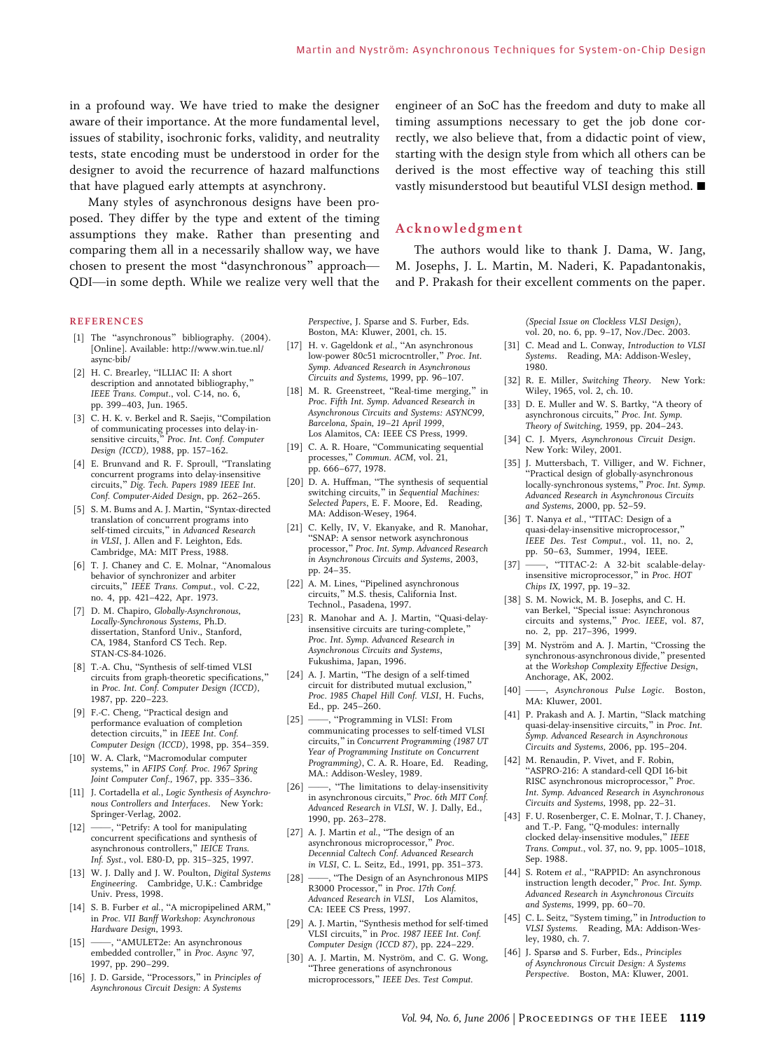in a profound way. We have tried to make the designer aware of their importance. At the more fundamental level, issues of stability, isochronic forks, validity, and neutrality tests, state encoding must be understood in order for the designer to avoid the recurrence of hazard malfunctions that have plagued early attempts at asynchrony.

Many styles of asynchronous designs have been proposed. They differ by the type and extent of the timing assumptions they make. Rather than presenting and comparing them all in a necessarily shallow way, we have chosen to present the most "dasynchronous" approach—QDI—in some depth. While we realize very well that the engineer of an SoC has the freedom and duty to make all timing assumptions necessary to get the job done correctly, we also believe that, from a didactic point of view, starting with the design style from which all others can be derived is the most effective way of teaching this still vastly misunderstood but beautiful VLSI design method. ■

## Acknowledgment

The authors would like to thank J. Dama, W. Jang, M. Josephs, J. L. Martin, M. Naderi, K. Papadantonakis, and P. Prakash for their excellent comments on the paper.

## REFERENCES

[1] The "asynchronous" bibliography. (2004). [Online]. Available: http://www.win.tue.nl/async-bib/

[2] H. C. Brearley, "ILLIAC II: A short description and annotated bibliography," *IEEE Trans. Comput.*, vol. C-14, no. 6, pp. 399–403, Jun. 1965.

[3] C. H. K. v. Berkel and R. Saejis, "Compilation of communicating processes into delay-insensitive circuits," *Proc. Int. Conf. Computer Design (ICCD)*, 1988, pp. 157–162.

[4] E. Brunvand and R. F. Sproull, "Translating concurrent programs into delay-insensitive circuits," *Dig. Tech. Papers 1989 IEEE Int. Conf. Computer-Aided Design*, pp. 262–265.

[5] S. M. Bums and A. J. Martin, "Syntax-directed translation of concurrent programs into self-timed circuits," in *Advanced Research in VLSI*, J. Allen and F. Leighton, Eds. Cambridge, MA: MIT Press, 1988.

[6] T. J. Chaney and C. E. Molnar, "Anomalous behavior of synchronizer and arbiter circuits," *IEEE Trans. Comput.*, vol. C-22, no. 4, pp. 421–422, Apr. 1973.

[7] D. M. Chapiro, *Globally-Asynchronous, Locally-Synchronous Systems*, Ph.D. dissertation, Stanford Univ., Stanford, CA, 1984, Stanford CS Tech. Rep. STAN-CS-84-1026.

[8] T.-A. Chu, "Synthesis of self-timed VLSI circuits from graph-theoretic specifications," in *Proc. Int. Conf. Computer Design (ICCD)*, 1987, pp. 220–223.

[9] F.-C. Cheng, "Practical design and performance evaluation of completion detection circuits," in *IEEE Int. Conf. Computer Design (ICCD)*, 1998, pp. 354–359.

[10] W. A. Clark, "Macromodular computer systems," in *AFIPS Conf. Proc. 1967 Spring Joint Computer Conf.*, 1967, pp. 335–336.

[11] J. Cortadella *et al.*, *Logic Synthesis of Asynchronous Controllers and Interfaces*. New York: Springer-Verlag, 2002.

[12] ——, "Petrify: A tool for manipulating concurrent specifications and synthesis of asynchronous controllers," *IEICE Trans. Inf. Syst.*, vol. E80-D, pp. 315–325, 1997.

[13] W. J. Dally and J. W. Poulton, *Digital Systems Engineering*. Cambridge, U.K.: Cambridge Univ. Press, 1998.

[14] S. B. Furber *et al.*, "A micropipelined ARM," in *Proc. VII Banff Workshop: Asynchronous Hardware Design*, 1993.

[15] ——, "AMULET2e: An asynchronous embedded controller," in *Proc. Async '97*, 1997, pp. 290–299.

[16] J. D. Garside, "Processors," in *Principles of Asynchronous Circuit Design: A Systems Perspective*, J. Sparse and S. Furber, Eds. Boston, MA: Kluwer, 2001, ch. 15.

[17] H. v. Gageldonk *et al.*, "An asynchronous low-power 80c51 microcntroller," *Proc. Int. Symp. Advanced Research in Asynchronous Circuits and Systems*, 1999, pp. 96–107.

[18] M. R. Greenstreet, "Real-time merging," in *Proc. Fifth Int. Symp. Advanced Research in Asynchronous Circuits and Systems: ASYNC99, Barcelona, Spain, 19–21 April 1999*, Los Alamitos, CA: IEEE CS Press, 1999.

[19] C. A. R. Hoare, "Communicating sequential processes," *Commun. ACM*, vol. 21, pp. 666–677, 1978.

[20] D. A. Huffman, "The synthesis of sequential switching circuits," in *Sequential Machines: Selected Papers*, E. F. Moore, Ed. Reading, MA: Addison-Wesey, 1964.

[21] C. Kelly, IV, V. Ekanyake, and R. Manohar, "SNAP: A sensor network asynchronous processor," *Proc. Int. Symp. Advanced Research in Asynchronous Circuits and Systems*, 2003, pp. 24–35.

[22] A. M. Lines, "Pipelined asynchronous circuits," M.S. thesis, California Inst. Technol., Pasadena, 1997.

[23] R. Manohar and A. J. Martin, "Quasi-delay-insensitive circuits are turing-complete," *Proc. Int. Symp. Advanced Research in Asynchronous Circuits and Systems*, Fukushima, Japan, 1996.

[24] A. J. Martin, "The design of a self-timed circuit for distributed mutual exclusion," *Proc. 1985 Chapel Hill Conf. VLSI*, H. Fuchs, Ed., pp. 245–260.

[25] ——, "Programming in VLSI: From communicating processes to self-timed VLSI circuits," in *Concurrent Programming (1987 UT Year of Programming Institute on Concurrent Programming)*, C. A. R. Hoare, Ed. Reading, MA.: Addison-Wesley, 1989.

[26] ——, "The limitations to delay-insensitivity in asynchronous circuits," *Proc. 6th MIT Conf. Advanced Research in VLSI*, W. J. Dally, Ed., 1990, pp. 263–278.

[27] A. J. Martin *et al.*, "The design of an asynchronous microprocessor," *Proc. Decennial Caltech Conf. Advanced Research in VLSI*, C. L. Seitz, Ed., 1991, pp. 351–373.

[28] ——, "The Design of an Asynchronous MIPS R3000 Processor," in *Proc. 17th Conf. Advanced Research in VLSI*, Los Alamitos, CA: IEEE CS Press, 1997.

[29] A. J. Martin, "Synthesis method for self-timed VLSI circuits," in *Proc. 1987 IEEE Int. Conf. Computer Design (ICCD 87)*, pp. 224–229.

[30] A. J. Martin, M. Nyström, and C. G. Wong, "Three generations of asynchronous microprocessors," *IEEE Des. Test Comput. (Special Issue on Clockless VLSI Design)*, vol. 20, no. 6, pp. 9–17, Nov./Dec. 2003.

[31] C. Mead and L. Conway, *Introduction to VLSI Systems*. Reading, MA: Addison-Wesley, 1980.

[32] R. E. Miller, *Switching Theory*. New York: Wiley, 1965, vol. 2, ch. 10.

[33] D. E. Muller and W. S. Bartky, "A theory of asynchronous circuits," *Proc. Int. Symp. Theory of Switching*, 1959, pp. 204–243.

[34] C. J. Myers, *Asynchronous Circuit Design*. New York: Wiley, 2001.

[35] J. Muttersbach, T. Villiger, and W. Fichner, "Practical design of globally-asynchronous locally-synchronous systems," *Proc. Int. Symp. Advanced Research in Asynchronous Circuits and Systems*, 2000, pp. 52–59.

[36] T. Nanya *et al.*, "TITAC: Design of a quasi-delay-insensitive microprocessor," *IEEE Des. Test Comput.*, vol. 11, no. 2, pp. 50–63, Summer, 1994, IEEE.

[37] ——, "TITAC-2: A 32-bit scalable-delay-insensitive microprocessor," in *Proc. HOT Chips IX*, 1997, pp. 19–32.

[38] S. M. Nowick, M. B. Josephs, and C. H. van Berkel, "Special issue: Asynchronous circuits and systems," *Proc. IEEE*, vol. 87, no. 2, pp. 217–396, 1999.

[39] M. Nyström and A. J. Martin, "Crossing the synchronous-asynchronous divide," presented at the *Workshop Complexity Effective Design*, Anchorage, AK, 2002.

[40] ——, *Asynchronous Pulse Logic*. Boston, MA: Kluwer, 2001.

[41] P. Prakash and A. J. Martin, "Slack matching quasi-delay-insensitive circuits," in *Proc. Int. Symp. Advanced Research in Asynchronous Circuits and Systems*, 2006, pp. 195–204.

[42] M. Renaudin, P. Vivet, and F. Robin, "ASPRO-216: A standard-cell QDI 16-bit RISC asynchronous microprocessor," *Proc. Int. Symp. Advanced Research in Asynchronous Circuits and Systems*, 1998, pp. 22–31.

[43] F. U. Rosenberger, C. E. Molnar, T. J. Chaney, and T.-P. Fang, "Q-modules: internally clocked delay-insensitive modules," *IEEE Trans. Comput.*, vol. 37, no. 9, pp. 1005–1018, Sep. 1988.

[44] S. Rotem *et al.*, "RAPPID: An asynchronous instruction length decoder," *Proc. Int. Symp. Advanced Research in Asynchronous Circuits and Systems*, 1999, pp. 60–70.

[45] C. L. Seitz, "System timing," in *Introduction to VLSI Systems*. Reading, MA: Addison-Wesley, 1980, ch. 7.

[46] J. Sparsø and S. Furber, Eds., *Principles of Asynchronous Circuit Design: A Systems Perspective*. Boston, MA: Kluwer, 2001.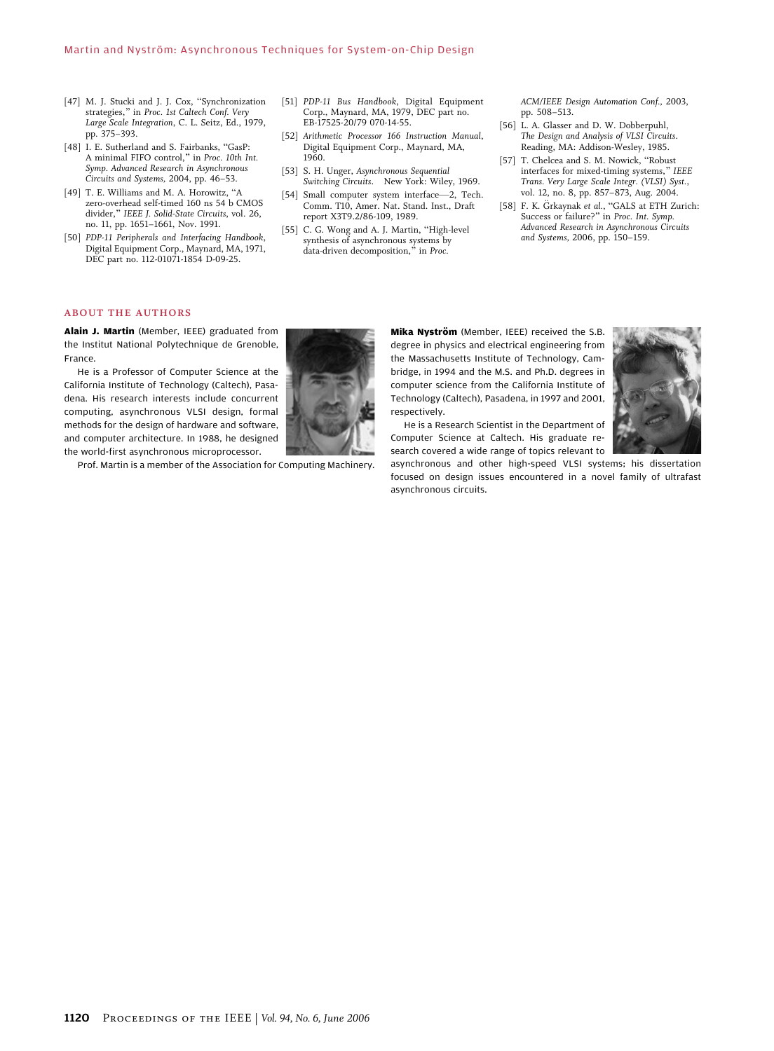[47] M. J. Stucki and J. J. Cox, "Synchronization strategies," in *Proc. 1st Caltech Conf. Very Large Scale Integration*, C. L. Seitz, Ed., 1979, pp. 375–393.

[48] I. E. Sutherland and S. Fairbanks, "GasP: A minimal FIFO control," in *Proc. 10th Int. Symp. Advanced Research in Asynchronous Circuits and Systems*, 2004, pp. 46–53.

[49] T. E. Williams and M. A. Horowitz, "A zero-overhead self-timed 160 ns 54 b CMOS divider," *IEEE J. Solid-State Circuits*, vol. 26, no. 11, pp. 1651–1661, Nov. 1991.

[50] *PDP-11 Peripherals and Interfacing Handbook*, Digital Equipment Corp., Maynard, MA, 1971, DEC part no. 112-01071-1854 D-09-25.

[51] *PDP-11 Bus Handbook*, Digital Equipment Corp., Maynard, MA, 1979, DEC part no. EB-17525-20/79 070-14-55.

[52] *Arithmetic Processor 166 Instruction Manual*, Digital Equipment Corp., Maynard, MA, 1960.

[53] S. H. Unger, *Asynchronous Sequential Switching Circuits*. New York: Wiley, 1969.

[54] Small computer system interface—2, Tech. Comm. T10, Amer. Nat. Stand. Inst., Draft report X3T9.2/86-109, 1989.

[55] C. G. Wong and A. J. Martin, "High-level synthesis of asynchronous systems by data-driven decomposition," in *Proc. ACM/IEEE Design Automation Conf.*, 2003, pp. 508–513.

[56] L. A. Glasser and D. W. Dobberpuhl, *The Design and Analysis of VLSI Circuits*. Reading, MA: Addison-Wesley, 1985.

[57] T. Chelcea and S. M. Nowick, "Robust interfaces for mixed-timing systems," *IEEE Trans. Very Large Scale Integr. (VLSI) Syst.*, vol. 12, no. 8, pp. 857–873, Aug. 2004.

[58] F. K. Gürkaynak *et al.*, "GALS at ETH Zurich: Success or failure?" in *Proc. Int. Symp. Advanced Research in Asynchronous Circuits and Systems*, 2006, pp. 150–159.

## ABOUT THE AUTHORS

**Alain J. Martin** (Member, IEEE) graduated from the Institut National Polytechnique de Grenoble, France.

He is a Professor of Computer Science at the California Institute of Technology (Caltech), Pasadena. His research interests include concurrent computing, asynchronous VLSI design, formal methods for the design of hardware and software, and computer architecture. In 1988, he designed the world-first asynchronous microprocessor.

Prof. Martin is a member of the Association for Computing Machinery.

**Mika Nyström** (Member, IEEE) received the S.B. degree in physics and electrical engineering from the Massachusetts Institute of Technology, Cambridge, in 1994 and the M.S. and Ph.D. degrees in computer science from the California Institute of Technology (Caltech), Pasadena, in 1997 and 2001, respectively.

He is a Research Scientist in the Department of Computer Science at Caltech. His graduate research covered a wide range of topics relevant to asynchronous and other high-speed VLSI systems; his dissertation focused on design issues encountered in a novel family of ultrafast asynchronous circuits.